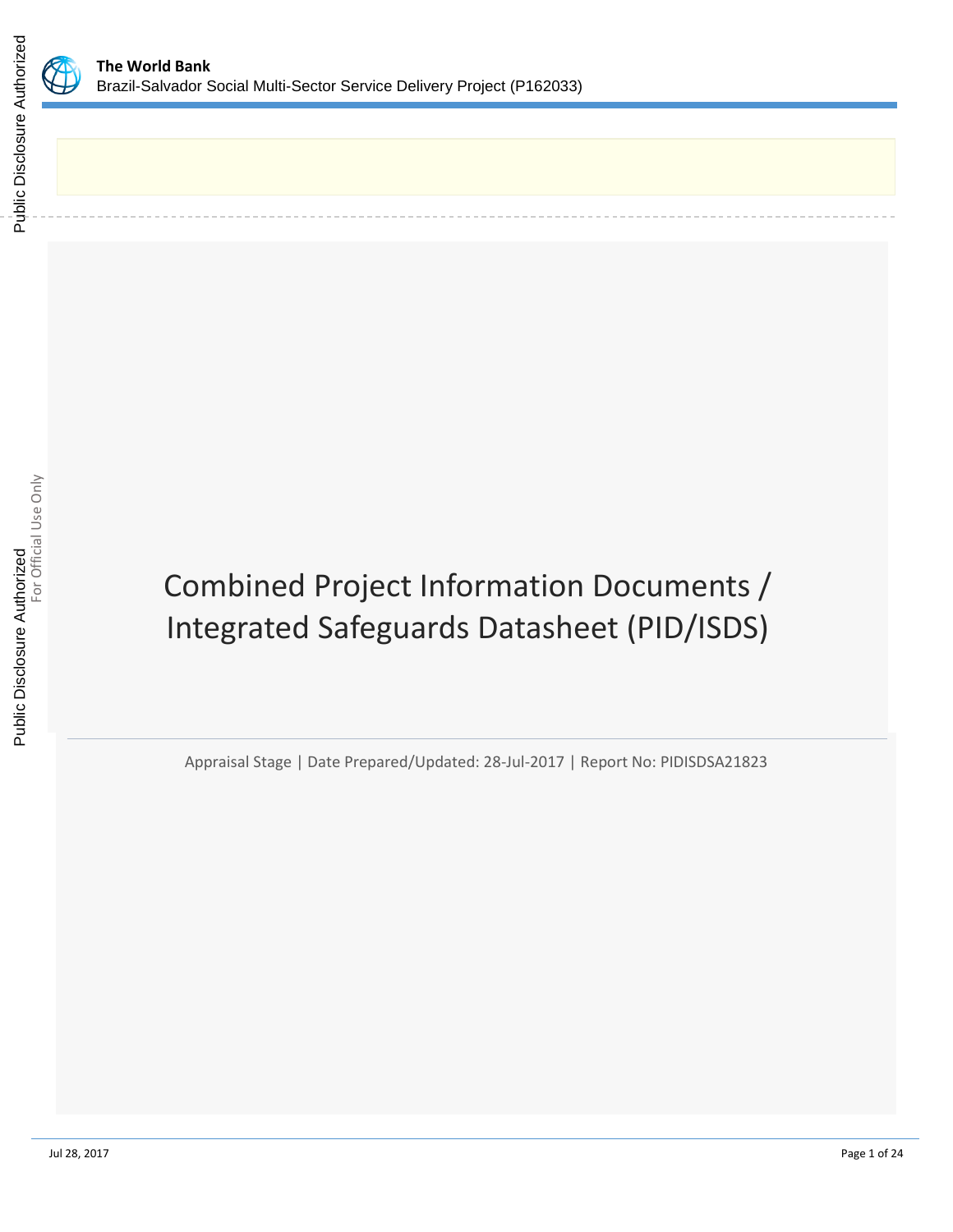**The World Bank**
Brazil-Salvador Social Multi-Sector Service Delivery Project (P162033)

# Combined Project Information Documents / Integrated Safeguards Datasheet (PID/ISDS)

Appraisal Stage | Date Prepared/Updated: 28-Jul-2017 | Report No: PIDISDSA21823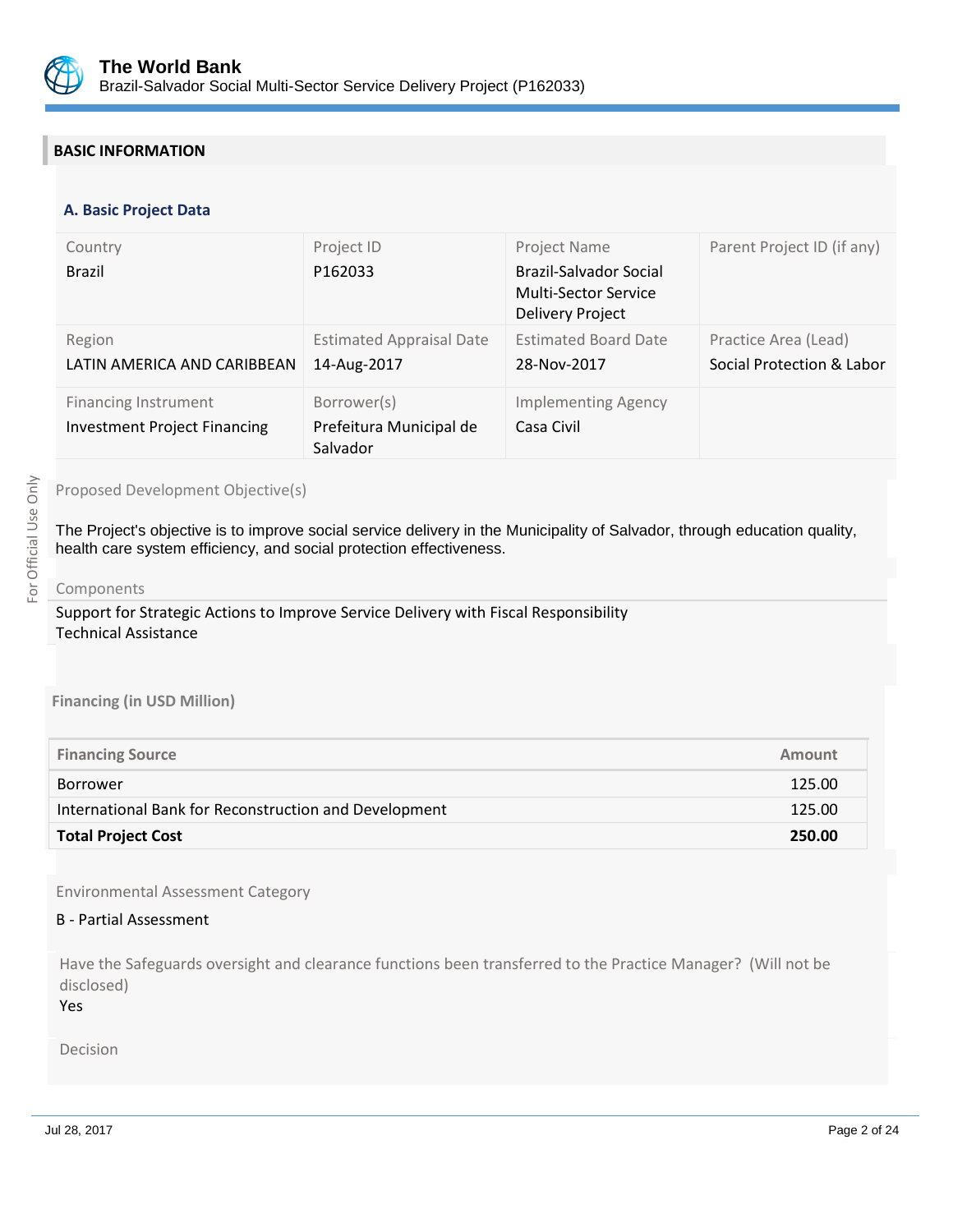## BASIC INFORMATION

### A. Basic Project Data

| Country | Project ID | Project Name | Parent Project ID (if any) |
|---|---|---|---|
| Brazil | P162033 | Brazil-Salvador Social Multi-Sector Service Delivery Project | |
| **Region** | **Estimated Appraisal Date** | **Estimated Board Date** | **Practice Area (Lead)** |
| LATIN AMERICA AND CARIBBEAN | 14-Aug-2017 | 28-Nov-2017 | Social Protection & Labor |
| **Financing Instrument** | **Borrower(s)** | **Implementing Agency** | |
| Investment Project Financing | Prefeitura Municipal de Salvador | Casa Civil | |

Proposed Development Objective(s)

The Project's objective is to improve social service delivery in the Municipality of Salvador, through education quality, health care system efficiency, and social protection effectiveness.

Components

Support for Strategic Actions to Improve Service Delivery with Fiscal Responsibility
Technical Assistance

**Financing (in USD Million)**

| Financing Source | Amount |
|---|---|
| Borrower | 125.00 |
| International Bank for Reconstruction and Development | 125.00 |
| **Total Project Cost** | **250.00** |

Environmental Assessment Category

B - Partial Assessment

Have the Safeguards oversight and clearance functions been transferred to the Practice Manager? (Will not be disclosed)
Yes

Decision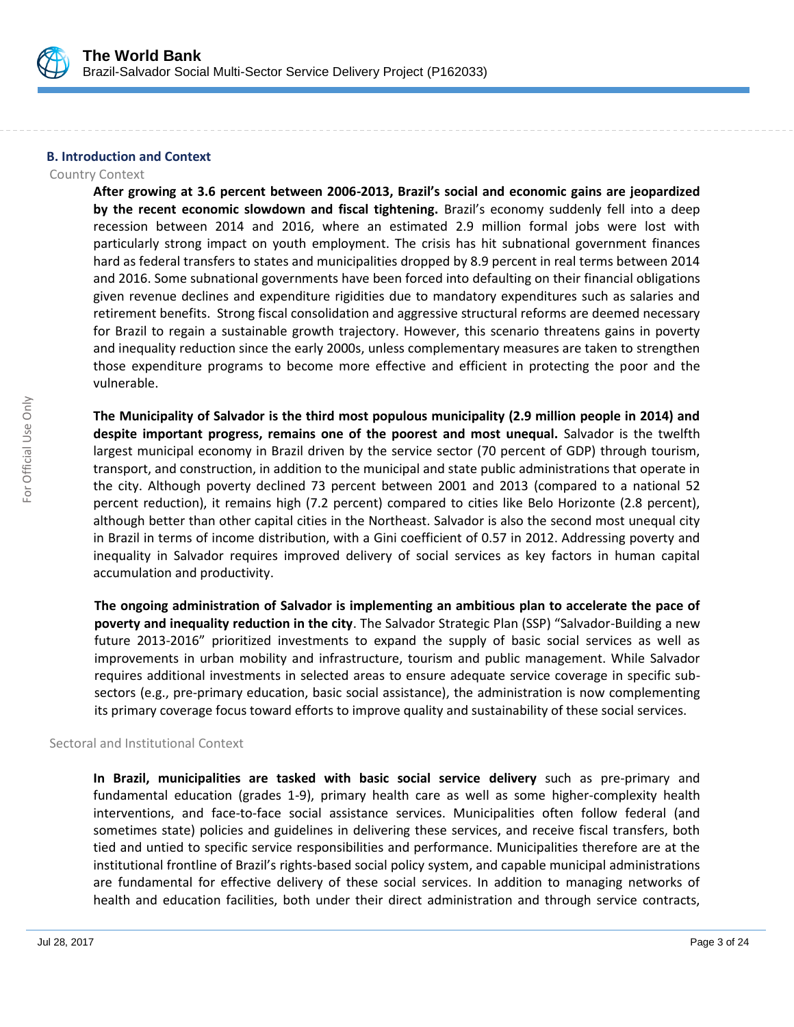## B. Introduction and Context

### Country Context

**After growing at 3.6 percent between 2006-2013, Brazil's social and economic gains are jeopardized by the recent economic slowdown and fiscal tightening.** Brazil's economy suddenly fell into a deep recession between 2014 and 2016, where an estimated 2.9 million formal jobs were lost with particularly strong impact on youth employment. The crisis has hit subnational government finances hard as federal transfers to states and municipalities dropped by 8.9 percent in real terms between 2014 and 2016. Some subnational governments have been forced into defaulting on their financial obligations given revenue declines and expenditure rigidities due to mandatory expenditures such as salaries and retirement benefits. Strong fiscal consolidation and aggressive structural reforms are deemed necessary for Brazil to regain a sustainable growth trajectory. However, this scenario threatens gains in poverty and inequality reduction since the early 2000s, unless complementary measures are taken to strengthen those expenditure programs to become more effective and efficient in protecting the poor and the vulnerable.

**The Municipality of Salvador is the third most populous municipality (2.9 million people in 2014) and despite important progress, remains one of the poorest and most unequal.** Salvador is the twelfth largest municipal economy in Brazil driven by the service sector (70 percent of GDP) through tourism, transport, and construction, in addition to the municipal and state public administrations that operate in the city. Although poverty declined 73 percent between 2001 and 2013 (compared to a national 52 percent reduction), it remains high (7.2 percent) compared to cities like Belo Horizonte (2.8 percent), although better than other capital cities in the Northeast. Salvador is also the second most unequal city in Brazil in terms of income distribution, with a Gini coefficient of 0.57 in 2012. Addressing poverty and inequality in Salvador requires improved delivery of social services as key factors in human capital accumulation and productivity.

**The ongoing administration of Salvador is implementing an ambitious plan to accelerate the pace of poverty and inequality reduction in the city**. The Salvador Strategic Plan (SSP) "Salvador-Building a new future 2013-2016" prioritized investments to expand the supply of basic social services as well as improvements in urban mobility and infrastructure, tourism and public management. While Salvador requires additional investments in selected areas to ensure adequate service coverage in specific sub-sectors (e.g., pre-primary education, basic social assistance), the administration is now complementing its primary coverage focus toward efforts to improve quality and sustainability of these social services.

### Sectoral and Institutional Context

**In Brazil, municipalities are tasked with basic social service delivery** such as pre-primary and fundamental education (grades 1-9), primary health care as well as some higher-complexity health interventions, and face-to-face social assistance services. Municipalities often follow federal (and sometimes state) policies and guidelines in delivering these services, and receive fiscal transfers, both tied and untied to specific service responsibilities and performance. Municipalities therefore are at the institutional frontline of Brazil's rights-based social policy system, and capable municipal administrations are fundamental for effective delivery of these social services. In addition to managing networks of health and education facilities, both under their direct administration and through service contracts,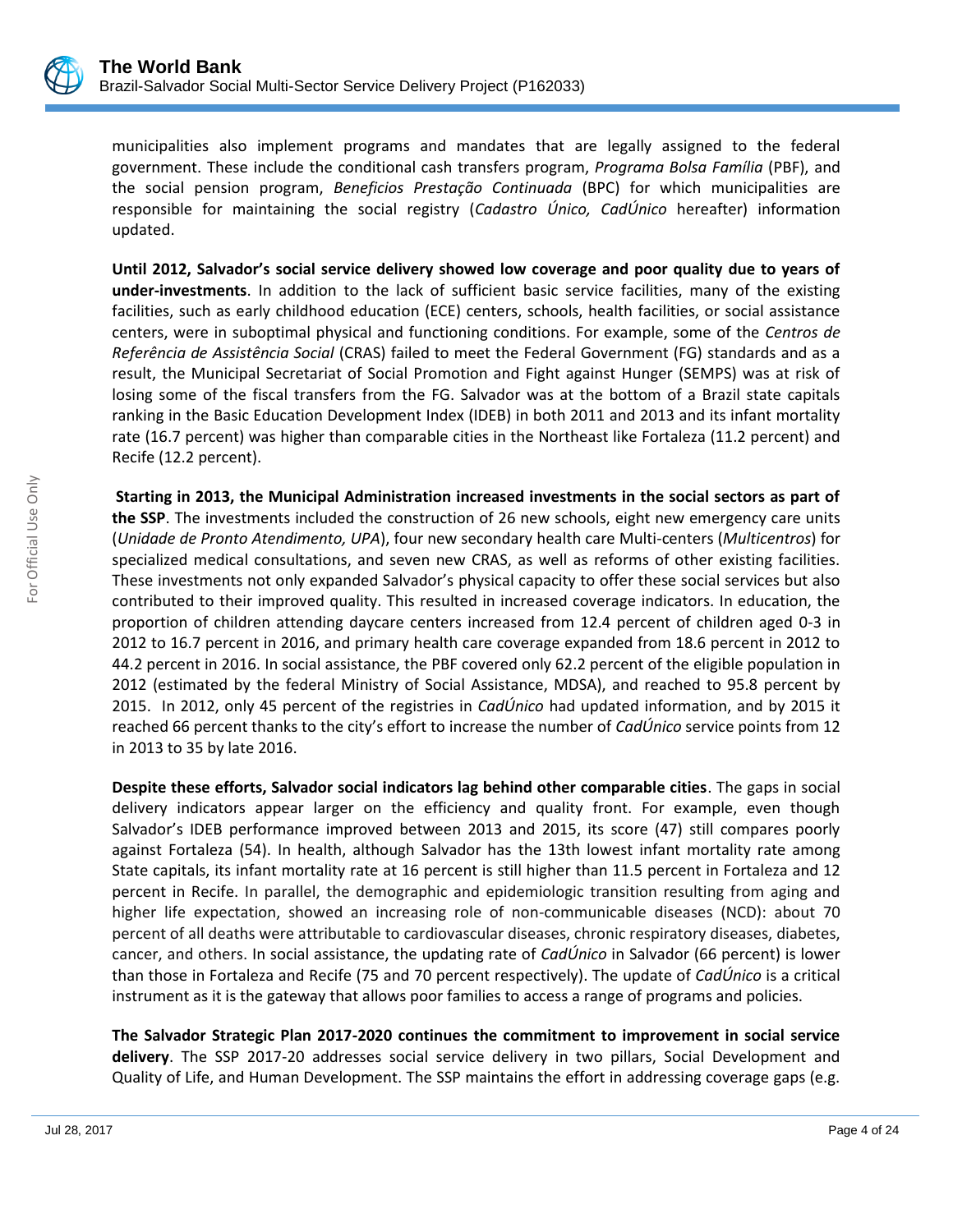municipalities also implement programs and mandates that are legally assigned to the federal government. These include the conditional cash transfers program, *Programa Bolsa Família* (PBF), and the social pension program, *Beneficios Prestação Continuada* (BPC) for which municipalities are responsible for maintaining the social registry (*Cadastro Único, CadÚnico* hereafter) information updated.

**Until 2012, Salvador's social service delivery showed low coverage and poor quality due to years of under-investments**. In addition to the lack of sufficient basic service facilities, many of the existing facilities, such as early childhood education (ECE) centers, schools, health facilities, or social assistance centers, were in suboptimal physical and functioning conditions. For example, some of the *Centros de Referência de Assistência Social* (CRAS) failed to meet the Federal Government (FG) standards and as a result, the Municipal Secretariat of Social Promotion and Fight against Hunger (SEMPS) was at risk of losing some of the fiscal transfers from the FG. Salvador was at the bottom of a Brazil state capitals ranking in the Basic Education Development Index (IDEB) in both 2011 and 2013 and its infant mortality rate (16.7 percent) was higher than comparable cities in the Northeast like Fortaleza (11.2 percent) and Recife (12.2 percent).

**Starting in 2013, the Municipal Administration increased investments in the social sectors as part of the SSP**. The investments included the construction of 26 new schools, eight new emergency care units (*Unidade de Pronto Atendimento, UPA*), four new secondary health care Multi-centers (*Multicentros*) for specialized medical consultations, and seven new CRAS, as well as reforms of other existing facilities. These investments not only expanded Salvador's physical capacity to offer these social services but also contributed to their improved quality. This resulted in increased coverage indicators. In education, the proportion of children attending daycare centers increased from 12.4 percent of children aged 0-3 in 2012 to 16.7 percent in 2016, and primary health care coverage expanded from 18.6 percent in 2012 to 44.2 percent in 2016. In social assistance, the PBF covered only 62.2 percent of the eligible population in 2012 (estimated by the federal Ministry of Social Assistance, MDSA), and reached to 95.8 percent by 2015. In 2012, only 45 percent of the registries in *CadÚnico* had updated information, and by 2015 it reached 66 percent thanks to the city's effort to increase the number of *CadÚnico* service points from 12 in 2013 to 35 by late 2016.

**Despite these efforts, Salvador social indicators lag behind other comparable cities**. The gaps in social delivery indicators appear larger on the efficiency and quality front. For example, even though Salvador's IDEB performance improved between 2013 and 2015, its score (47) still compares poorly against Fortaleza (54). In health, although Salvador has the 13th lowest infant mortality rate among State capitals, its infant mortality rate at 16 percent is still higher than 11.5 percent in Fortaleza and 12 percent in Recife. In parallel, the demographic and epidemiologic transition resulting from aging and higher life expectation, showed an increasing role of non-communicable diseases (NCD): about 70 percent of all deaths were attributable to cardiovascular diseases, chronic respiratory diseases, diabetes, cancer, and others. In social assistance, the updating rate of *CadÚnico* in Salvador (66 percent) is lower than those in Fortaleza and Recife (75 and 70 percent respectively). The update of *CadÚnico* is a critical instrument as it is the gateway that allows poor families to access a range of programs and policies.

**The Salvador Strategic Plan 2017-2020 continues the commitment to improvement in social service delivery**. The SSP 2017-20 addresses social service delivery in two pillars, Social Development and Quality of Life, and Human Development. The SSP maintains the effort in addressing coverage gaps (e.g.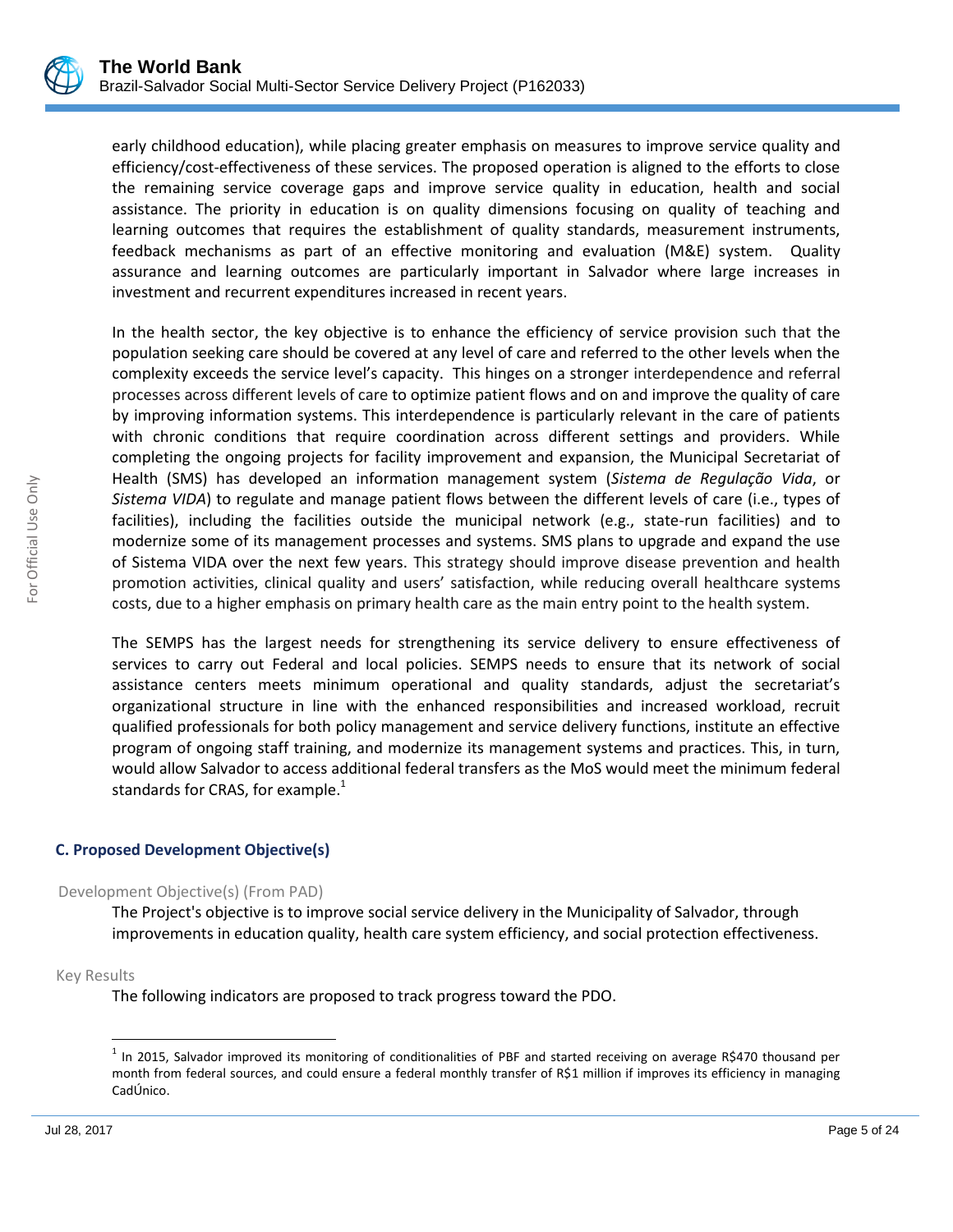early childhood education), while placing greater emphasis on measures to improve service quality and efficiency/cost-effectiveness of these services. The proposed operation is aligned to the efforts to close the remaining service coverage gaps and improve service quality in education, health and social assistance. The priority in education is on quality dimensions focusing on quality of teaching and learning outcomes that requires the establishment of quality standards, measurement instruments, feedback mechanisms as part of an effective monitoring and evaluation (M&E) system. Quality assurance and learning outcomes are particularly important in Salvador where large increases in investment and recurrent expenditures increased in recent years.

In the health sector, the key objective is to enhance the efficiency of service provision such that the population seeking care should be covered at any level of care and referred to the other levels when the complexity exceeds the service level's capacity. This hinges on a stronger interdependence and referral processes across different levels of care to optimize patient flows and on and improve the quality of care by improving information systems. This interdependence is particularly relevant in the care of patients with chronic conditions that require coordination across different settings and providers. While completing the ongoing projects for facility improvement and expansion, the Municipal Secretariat of Health (SMS) has developed an information management system (*Sistema de Regulação Vida*, or *Sistema VIDA*) to regulate and manage patient flows between the different levels of care (i.e., types of facilities), including the facilities outside the municipal network (e.g., state-run facilities) and to modernize some of its management processes and systems. SMS plans to upgrade and expand the use of Sistema VIDA over the next few years. This strategy should improve disease prevention and health promotion activities, clinical quality and users' satisfaction, while reducing overall healthcare systems costs, due to a higher emphasis on primary health care as the main entry point to the health system.

The SEMPS has the largest needs for strengthening its service delivery to ensure effectiveness of services to carry out Federal and local policies. SEMPS needs to ensure that its network of social assistance centers meets minimum operational and quality standards, adjust the secretariat's organizational structure in line with the enhanced responsibilities and increased workload, recruit qualified professionals for both policy management and service delivery functions, institute an effective program of ongoing staff training, and modernize its management systems and practices. This, in turn, would allow Salvador to access additional federal transfers as the MoS would meet the minimum federal standards for CRAS, for example.[1]

### C. Proposed Development Objective(s)

Development Objective(s) (From PAD)

The Project's objective is to improve social service delivery in the Municipality of Salvador, through improvements in education quality, health care system efficiency, and social protection effectiveness.

Key Results

The following indicators are proposed to track progress toward the PDO.

[1] In 2015, Salvador improved its monitoring of conditionalities of PBF and started receiving on average R$470 thousand per month from federal sources, and could ensure a federal monthly transfer of R$1 million if improves its efficiency in managing CadÚnico.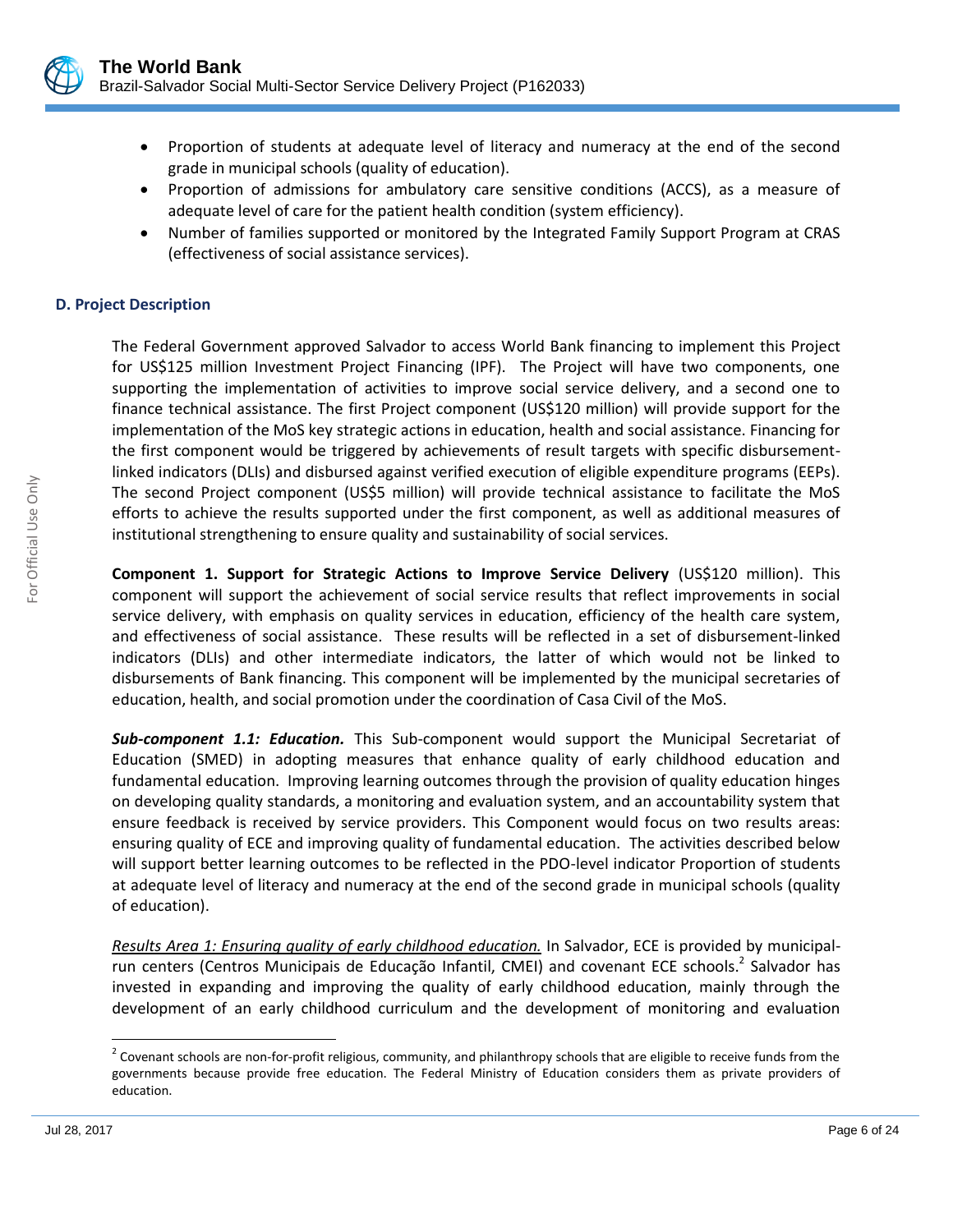- Proportion of students at adequate level of literacy and numeracy at the end of the second grade in municipal schools (quality of education).
- Proportion of admissions for ambulatory care sensitive conditions (ACCS), as a measure of adequate level of care for the patient health condition (system efficiency).
- Number of families supported or monitored by the Integrated Family Support Program at CRAS (effectiveness of social assistance services).

### D. Project Description

The Federal Government approved Salvador to access World Bank financing to implement this Project for US$125 million Investment Project Financing (IPF). The Project will have two components, one supporting the implementation of activities to improve social service delivery, and a second one to finance technical assistance. The first Project component (US$120 million) will provide support for the implementation of the MoS key strategic actions in education, health and social assistance. Financing for the first component would be triggered by achievements of result targets with specific disbursement-linked indicators (DLIs) and disbursed against verified execution of eligible expenditure programs (EEPs). The second Project component (US$5 million) will provide technical assistance to facilitate the MoS efforts to achieve the results supported under the first component, as well as additional measures of institutional strengthening to ensure quality and sustainability of social services.

**Component 1. Support for Strategic Actions to Improve Service Delivery** (US$120 million). This component will support the achievement of social service results that reflect improvements in social service delivery, with emphasis on quality services in education, efficiency of the health care system, and effectiveness of social assistance. These results will be reflected in a set of disbursement-linked indicators (DLIs) and other intermediate indicators, the latter of which would not be linked to disbursements of Bank financing. This component will be implemented by the municipal secretaries of education, health, and social promotion under the coordination of Casa Civil of the MoS.

***Sub-component 1.1: Education.*** This Sub-component would support the Municipal Secretariat of Education (SMED) in adopting measures that enhance quality of early childhood education and fundamental education. Improving learning outcomes through the provision of quality education hinges on developing quality standards, a monitoring and evaluation system, and an accountability system that ensure feedback is received by service providers. This Component would focus on two results areas: ensuring quality of ECE and improving quality of fundamental education. The activities described below will support better learning outcomes to be reflected in the PDO-level indicator Proportion of students at adequate level of literacy and numeracy at the end of the second grade in municipal schools (quality of education).

*Results Area 1: Ensuring quality of early childhood education.* In Salvador, ECE is provided by municipal-run centers (Centros Municipais de Educação Infantil, CMEI) and covenant ECE schools.[2] Salvador has invested in expanding and improving the quality of early childhood education, mainly through the development of an early childhood curriculum and the development of monitoring and evaluation

[2] Covenant schools are non-for-profit religious, community, and philanthropy schools that are eligible to receive funds from the governments because provide free education. The Federal Ministry of Education considers them as private providers of education.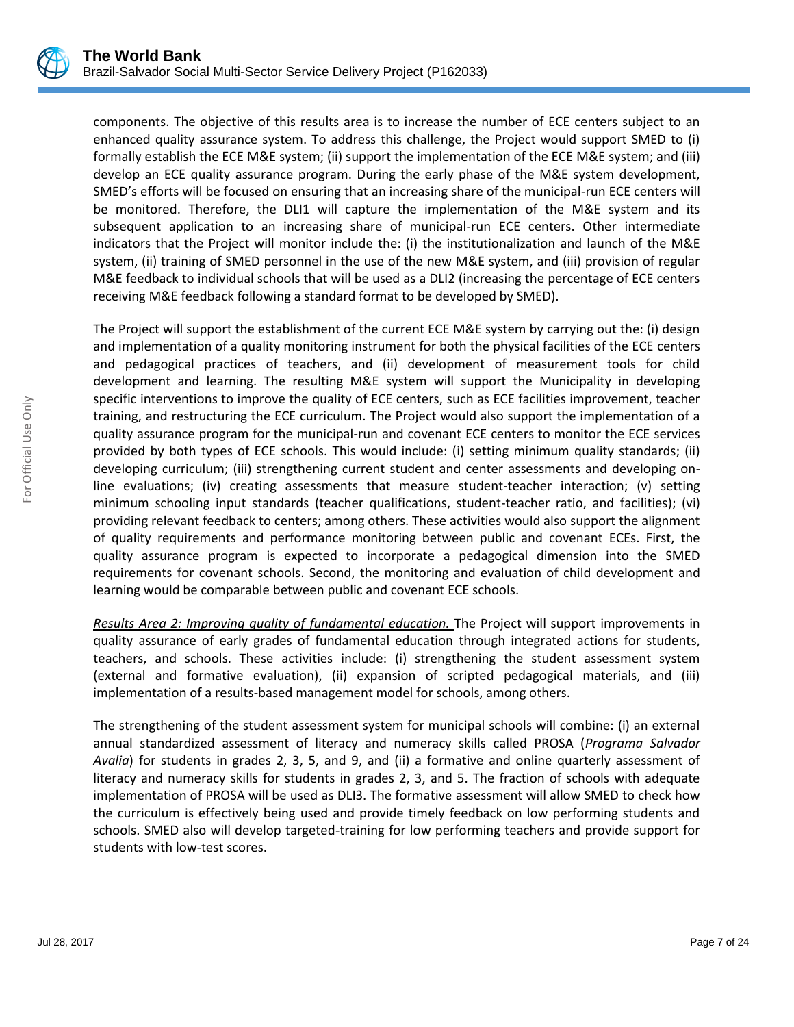components. The objective of this results area is to increase the number of ECE centers subject to an enhanced quality assurance system. To address this challenge, the Project would support SMED to (i) formally establish the ECE M&E system; (ii) support the implementation of the ECE M&E system; and (iii) develop an ECE quality assurance program. During the early phase of the M&E system development, SMED's efforts will be focused on ensuring that an increasing share of the municipal-run ECE centers will be monitored. Therefore, the DLI1 will capture the implementation of the M&E system and its subsequent application to an increasing share of municipal-run ECE centers. Other intermediate indicators that the Project will monitor include the: (i) the institutionalization and launch of the M&E system, (ii) training of SMED personnel in the use of the new M&E system, and (iii) provision of regular M&E feedback to individual schools that will be used as a DLI2 (increasing the percentage of ECE centers receiving M&E feedback following a standard format to be developed by SMED).

The Project will support the establishment of the current ECE M&E system by carrying out the: (i) design and implementation of a quality monitoring instrument for both the physical facilities of the ECE centers and pedagogical practices of teachers, and (ii) development of measurement tools for child development and learning. The resulting M&E system will support the Municipality in developing specific interventions to improve the quality of ECE centers, such as ECE facilities improvement, teacher training, and restructuring the ECE curriculum. The Project would also support the implementation of a quality assurance program for the municipal-run and covenant ECE centers to monitor the ECE services provided by both types of ECE schools. This would include: (i) setting minimum quality standards; (ii) developing curriculum; (iii) strengthening current student and center assessments and developing on-line evaluations; (iv) creating assessments that measure student-teacher interaction; (v) setting minimum schooling input standards (teacher qualifications, student-teacher ratio, and facilities); (vi) providing relevant feedback to centers; among others. These activities would also support the alignment of quality requirements and performance monitoring between public and covenant ECEs. First, the quality assurance program is expected to incorporate a pedagogical dimension into the SMED requirements for covenant schools. Second, the monitoring and evaluation of child development and learning would be comparable between public and covenant ECE schools.

*Results Area 2: Improving quality of fundamental education.* The Project will support improvements in quality assurance of early grades of fundamental education through integrated actions for students, teachers, and schools. These activities include: (i) strengthening the student assessment system (external and formative evaluation), (ii) expansion of scripted pedagogical materials, and (iii) implementation of a results-based management model for schools, among others.

The strengthening of the student assessment system for municipal schools will combine: (i) an external annual standardized assessment of literacy and numeracy skills called PROSA (*Programa Salvador Avalia*) for students in grades 2, 3, 5, and 9, and (ii) a formative and online quarterly assessment of literacy and numeracy skills for students in grades 2, 3, and 5. The fraction of schools with adequate implementation of PROSA will be used as DLI3. The formative assessment will allow SMED to check how the curriculum is effectively being used and provide timely feedback on low performing students and schools. SMED also will develop targeted-training for low performing teachers and provide support for students with low-test scores.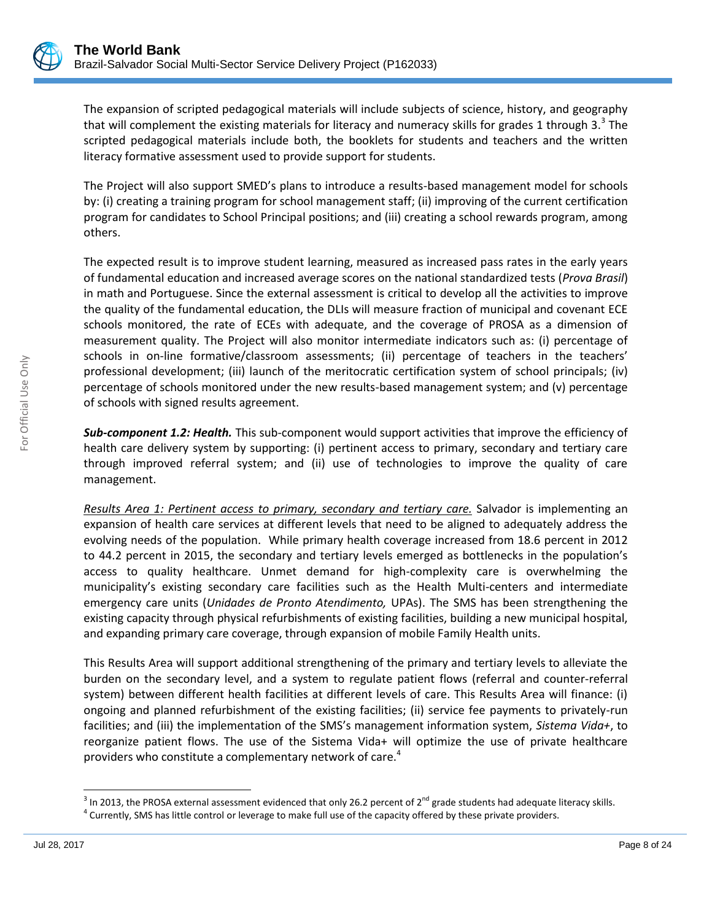The expansion of scripted pedagogical materials will include subjects of science, history, and geography that will complement the existing materials for literacy and numeracy skills for grades 1 through 3.[3] The scripted pedagogical materials include both, the booklets for students and teachers and the written literacy formative assessment used to provide support for students.

The Project will also support SMED's plans to introduce a results-based management model for schools by: (i) creating a training program for school management staff; (ii) improving of the current certification program for candidates to School Principal positions; and (iii) creating a school rewards program, among others.

The expected result is to improve student learning, measured as increased pass rates in the early years of fundamental education and increased average scores on the national standardized tests (*Prova Brasil*) in math and Portuguese. Since the external assessment is critical to develop all the activities to improve the quality of the fundamental education, the DLIs will measure fraction of municipal and covenant ECE schools monitored, the rate of ECEs with adequate, and the coverage of PROSA as a dimension of measurement quality. The Project will also monitor intermediate indicators such as: (i) percentage of schools in on-line formative/classroom assessments; (ii) percentage of teachers in the teachers' professional development; (iii) launch of the meritocratic certification system of school principals; (iv) percentage of schools monitored under the new results-based management system; and (v) percentage of schools with signed results agreement.

***Sub-component 1.2: Health.*** This sub-component would support activities that improve the efficiency of health care delivery system by supporting: (i) pertinent access to primary, secondary and tertiary care through improved referral system; and (ii) use of technologies to improve the quality of care management.

<u>*Results Area 1: Pertinent access to primary, secondary and tertiary care.*</u> Salvador is implementing an expansion of health care services at different levels that need to be aligned to adequately address the evolving needs of the population. While primary health coverage increased from 18.6 percent in 2012 to 44.2 percent in 2015, the secondary and tertiary levels emerged as bottlenecks in the population's access to quality healthcare. Unmet demand for high-complexity care is overwhelming the municipality's existing secondary care facilities such as the Health Multi-centers and intermediate emergency care units (*Unidades de Pronto Atendimento,* UPAs). The SMS has been strengthening the existing capacity through physical refurbishments of existing facilities, building a new municipal hospital, and expanding primary care coverage, through expansion of mobile Family Health units.

This Results Area will support additional strengthening of the primary and tertiary levels to alleviate the burden on the secondary level, and a system to regulate patient flows (referral and counter-referral system) between different health facilities at different levels of care. This Results Area will finance: (i) ongoing and planned refurbishment of the existing facilities; (ii) service fee payments to privately-run facilities; and (iii) the implementation of the SMS's management information system, *Sistema Vida+*, to reorganize patient flows. The use of the Sistema Vida+ will optimize the use of private healthcare providers who constitute a complementary network of care.[4]

---

[3] In 2013, the PROSA external assessment evidenced that only 26.2 percent of 2nd grade students had adequate literacy skills.

[4] Currently, SMS has little control or leverage to make full use of the capacity offered by these private providers.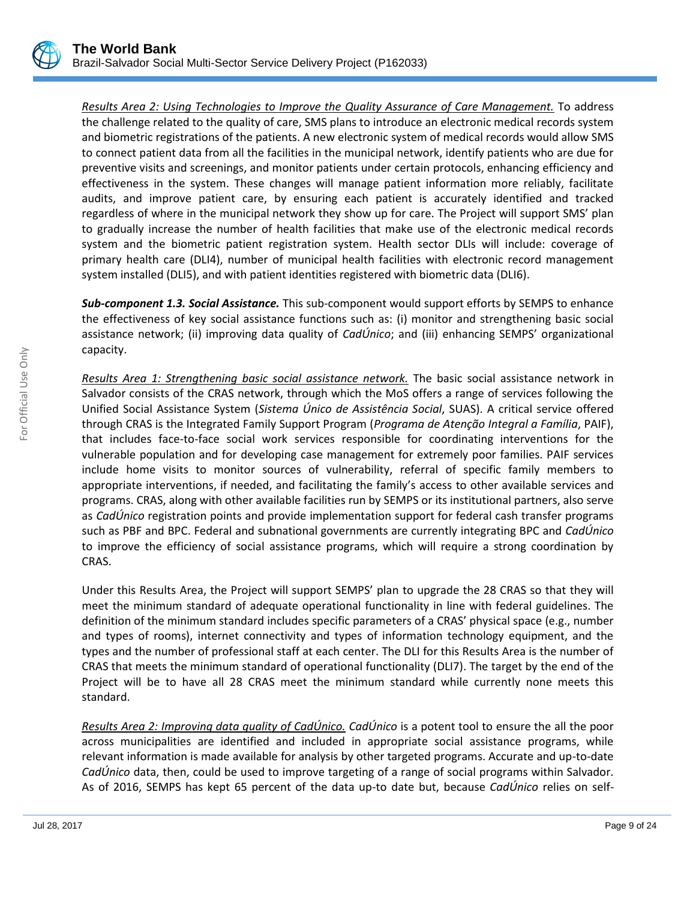*Results Area 2: Using Technologies to Improve the Quality Assurance of Care Management.* To address the challenge related to the quality of care, SMS plans to introduce an electronic medical records system and biometric registrations of the patients. A new electronic system of medical records would allow SMS to connect patient data from all the facilities in the municipal network, identify patients who are due for preventive visits and screenings, and monitor patients under certain protocols, enhancing efficiency and effectiveness in the system. These changes will manage patient information more reliably, facilitate audits, and improve patient care, by ensuring each patient is accurately identified and tracked regardless of where in the municipal network they show up for care. The Project will support SMS' plan to gradually increase the number of health facilities that make use of the electronic medical records system and the biometric patient registration system. Health sector DLIs will include: coverage of primary health care (DLI4), number of municipal health facilities with electronic record management system installed (DLI5), and with patient identities registered with biometric data (DLI6).

***Sub-component 1.3. Social Assistance.*** This sub-component would support efforts by SEMPS to enhance the effectiveness of key social assistance functions such as: (i) monitor and strengthening basic social assistance network; (ii) improving data quality of *CadÚnico*; and (iii) enhancing SEMPS' organizational capacity.

*Results Area 1: Strengthening basic social assistance network.* The basic social assistance network in Salvador consists of the CRAS network, through which the MoS offers a range of services following the Unified Social Assistance System (*Sistema Único de Assistência Social*, SUAS). A critical service offered through CRAS is the Integrated Family Support Program (*Programa de Atenção Integral a Família*, PAIF), that includes face-to-face social work services responsible for coordinating interventions for the vulnerable population and for developing case management for extremely poor families. PAIF services include home visits to monitor sources of vulnerability, referral of specific family members to appropriate interventions, if needed, and facilitating the family's access to other available services and programs. CRAS, along with other available facilities run by SEMPS or its institutional partners, also serve as *CadÚnico* registration points and provide implementation support for federal cash transfer programs such as PBF and BPC. Federal and subnational governments are currently integrating BPC and *CadÚnico* to improve the efficiency of social assistance programs, which will require a strong coordination by CRAS.

Under this Results Area, the Project will support SEMPS' plan to upgrade the 28 CRAS so that they will meet the minimum standard of adequate operational functionality in line with federal guidelines. The definition of the minimum standard includes specific parameters of a CRAS' physical space (e.g., number and types of rooms), internet connectivity and types of information technology equipment, and the types and the number of professional staff at each center. The DLI for this Results Area is the number of CRAS that meets the minimum standard of operational functionality (DLI7). The target by the end of the Project will be to have all 28 CRAS meet the minimum standard while currently none meets this standard.

*Results Area 2: Improving data quality of CadÚnico.* *CadÚnico* is a potent tool to ensure the all the poor across municipalities are identified and included in appropriate social assistance programs, while relevant information is made available for analysis by other targeted programs. Accurate and up-to-date *CadÚnico* data, then, could be used to improve targeting of a range of social programs within Salvador. As of 2016, SEMPS has kept 65 percent of the data up-to date but, because *CadÚnico* relies on self-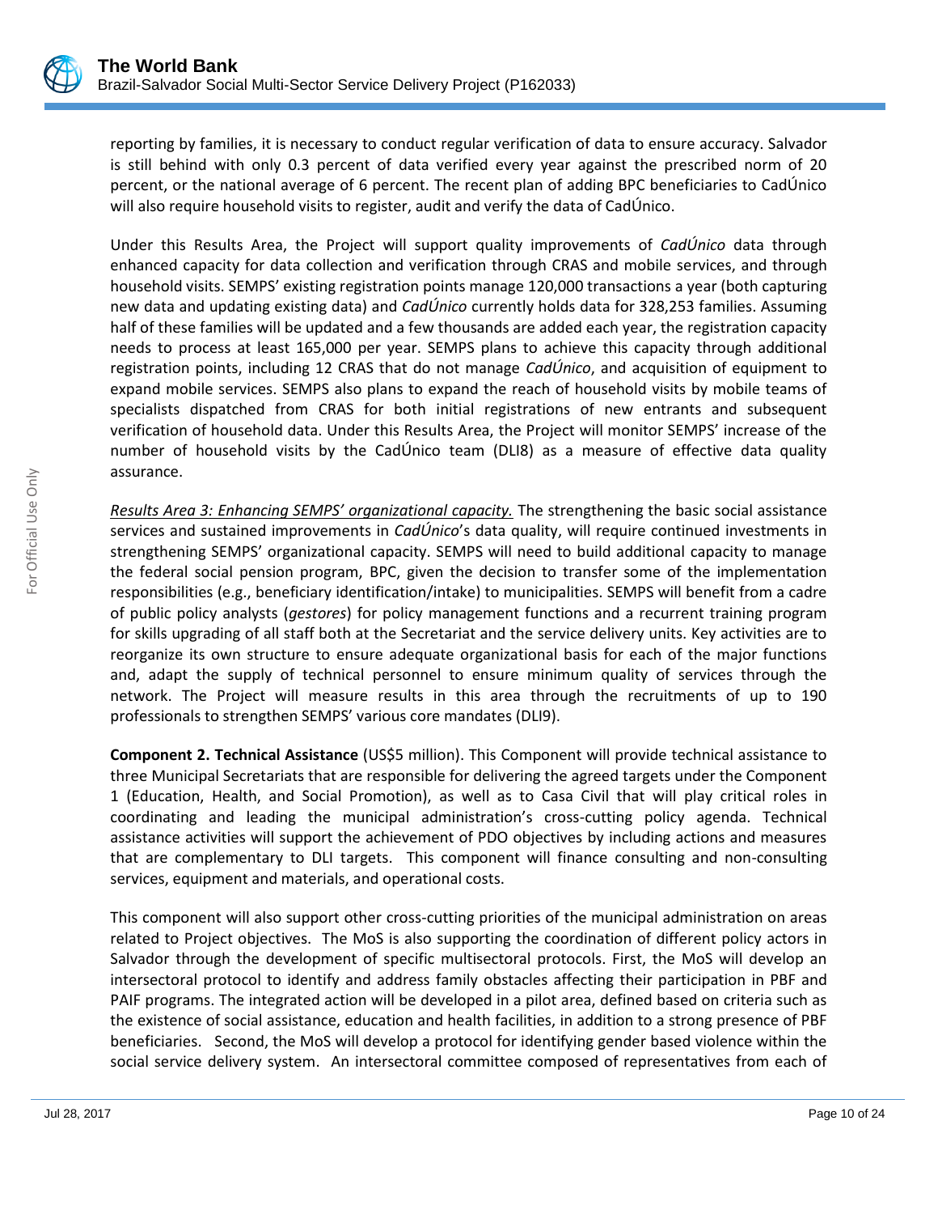reporting by families, it is necessary to conduct regular verification of data to ensure accuracy. Salvador is still behind with only 0.3 percent of data verified every year against the prescribed norm of 20 percent, or the national average of 6 percent. The recent plan of adding BPC beneficiaries to CadÚnico will also require household visits to register, audit and verify the data of CadÚnico.

Under this Results Area, the Project will support quality improvements of *CadÚnico* data through enhanced capacity for data collection and verification through CRAS and mobile services, and through household visits. SEMPS' existing registration points manage 120,000 transactions a year (both capturing new data and updating existing data) and *CadÚnico* currently holds data for 328,253 families. Assuming half of these families will be updated and a few thousands are added each year, the registration capacity needs to process at least 165,000 per year. SEMPS plans to achieve this capacity through additional registration points, including 12 CRAS that do not manage *CadÚnico*, and acquisition of equipment to expand mobile services. SEMPS also plans to expand the reach of household visits by mobile teams of specialists dispatched from CRAS for both initial registrations of new entrants and subsequent verification of household data. Under this Results Area, the Project will monitor SEMPS' increase of the number of household visits by the CadÚnico team (DLI8) as a measure of effective data quality assurance.

*Results Area 3: Enhancing SEMPS' organizational capacity.* The strengthening the basic social assistance services and sustained improvements in *CadÚnico*'s data quality, will require continued investments in strengthening SEMPS' organizational capacity. SEMPS will need to build additional capacity to manage the federal social pension program, BPC, given the decision to transfer some of the implementation responsibilities (e.g., beneficiary identification/intake) to municipalities. SEMPS will benefit from a cadre of public policy analysts (*gestores*) for policy management functions and a recurrent training program for skills upgrading of all staff both at the Secretariat and the service delivery units. Key activities are to reorganize its own structure to ensure adequate organizational basis for each of the major functions and, adapt the supply of technical personnel to ensure minimum quality of services through the network. The Project will measure results in this area through the recruitments of up to 190 professionals to strengthen SEMPS' various core mandates (DLI9).

**Component 2. Technical Assistance** (US$5 million). This Component will provide technical assistance to three Municipal Secretariats that are responsible for delivering the agreed targets under the Component 1 (Education, Health, and Social Promotion), as well as to Casa Civil that will play critical roles in coordinating and leading the municipal administration's cross-cutting policy agenda. Technical assistance activities will support the achievement of PDO objectives by including actions and measures that are complementary to DLI targets. This component will finance consulting and non-consulting services, equipment and materials, and operational costs.

This component will also support other cross-cutting priorities of the municipal administration on areas related to Project objectives. The MoS is also supporting the coordination of different policy actors in Salvador through the development of specific multisectoral protocols. First, the MoS will develop an intersectoral protocol to identify and address family obstacles affecting their participation in PBF and PAIF programs. The integrated action will be developed in a pilot area, defined based on criteria such as the existence of social assistance, education and health facilities, in addition to a strong presence of PBF beneficiaries. Second, the MoS will develop a protocol for identifying gender based violence within the social service delivery system. An intersectoral committee composed of representatives from each of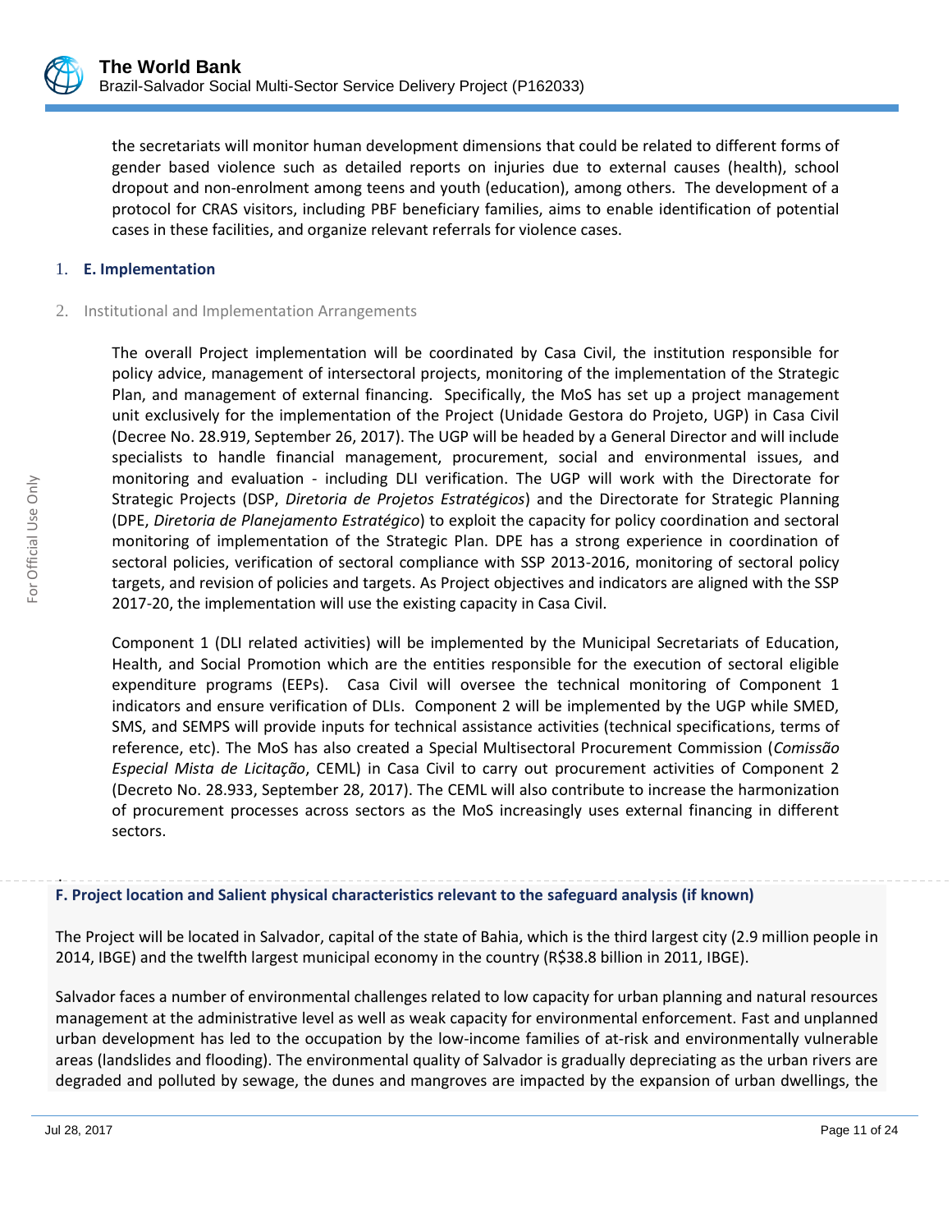the secretariats will monitor human development dimensions that could be related to different forms of gender based violence such as detailed reports on injuries due to external causes (health), school dropout and non-enrolment among teens and youth (education), among others. The development of a protocol for CRAS visitors, including PBF beneficiary families, aims to enable identification of potential cases in these facilities, and organize relevant referrals for violence cases.

## 1. E. Implementation

### 2. Institutional and Implementation Arrangements

The overall Project implementation will be coordinated by Casa Civil, the institution responsible for policy advice, management of intersectoral projects, monitoring of the implementation of the Strategic Plan, and management of external financing. Specifically, the MoS has set up a project management unit exclusively for the implementation of the Project (Unidade Gestora do Projeto, UGP) in Casa Civil (Decree No. 28.919, September 26, 2017). The UGP will be headed by a General Director and will include specialists to handle financial management, procurement, social and environmental issues, and monitoring and evaluation - including DLI verification. The UGP will work with the Directorate for Strategic Projects (DSP, *Diretoria de Projetos Estratégicos*) and the Directorate for Strategic Planning (DPE, *Diretoria de Planejamento Estratégico*) to exploit the capacity for policy coordination and sectoral monitoring of implementation of the Strategic Plan. DPE has a strong experience in coordination of sectoral policies, verification of sectoral compliance with SSP 2013-2016, monitoring of sectoral policy targets, and revision of policies and targets. As Project objectives and indicators are aligned with the SSP 2017-20, the implementation will use the existing capacity in Casa Civil.

Component 1 (DLI related activities) will be implemented by the Municipal Secretariats of Education, Health, and Social Promotion which are the entities responsible for the execution of sectoral eligible expenditure programs (EEPs). Casa Civil will oversee the technical monitoring of Component 1 indicators and ensure verification of DLIs. Component 2 will be implemented by the UGP while SMED, SMS, and SEMPS will provide inputs for technical assistance activities (technical specifications, terms of reference, etc). The MoS has also created a Special Multisectoral Procurement Commission (*Comissão Especial Mista de Licitação*, CEML) in Casa Civil to carry out procurement activities of Component 2 (Decreto No. 28.933, September 28, 2017). The CEML will also contribute to increase the harmonization of procurement processes across sectors as the MoS increasingly uses external financing in different sectors.

## F. Project location and Salient physical characteristics relevant to the safeguard analysis (if known)

The Project will be located in Salvador, capital of the state of Bahia, which is the third largest city (2.9 million people in 2014, IBGE) and the twelfth largest municipal economy in the country (R$38.8 billion in 2011, IBGE).

Salvador faces a number of environmental challenges related to low capacity for urban planning and natural resources management at the administrative level as well as weak capacity for environmental enforcement. Fast and unplanned urban development has led to the occupation by the low-income families of at-risk and environmentally vulnerable areas (landslides and flooding). The environmental quality of Salvador is gradually depreciating as the urban rivers are degraded and polluted by sewage, the dunes and mangroves are impacted by the expansion of urban dwellings, the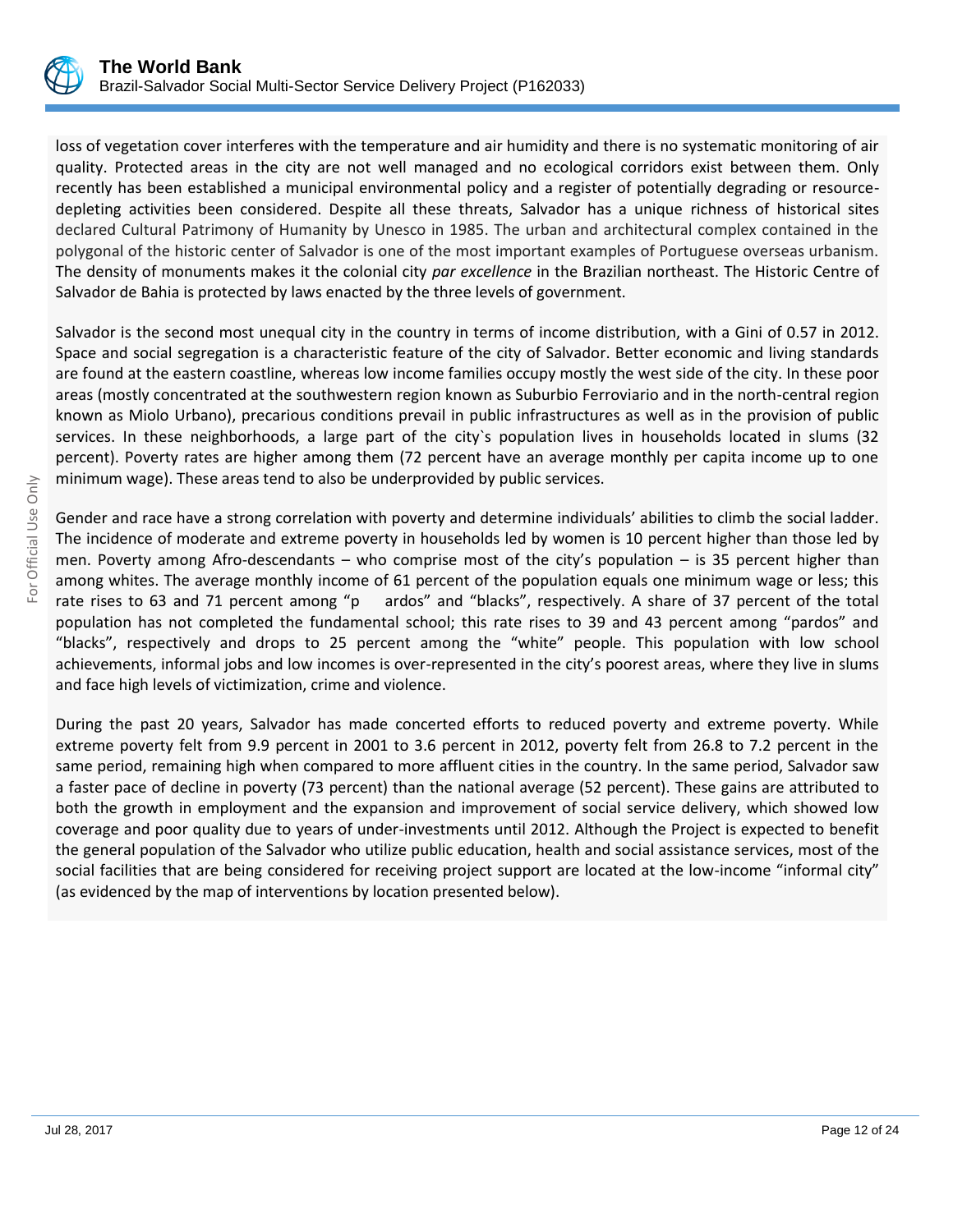loss of vegetation cover interferes with the temperature and air humidity and there is no systematic monitoring of air quality. Protected areas in the city are not well managed and no ecological corridors exist between them. Only recently has been established a municipal environmental policy and a register of potentially degrading or resource-depleting activities been considered. Despite all these threats, Salvador has a unique richness of historical sites declared Cultural Patrimony of Humanity by Unesco in 1985. The urban and architectural complex contained in the polygonal of the historic center of Salvador is one of the most important examples of Portuguese overseas urbanism. The density of monuments makes it the colonial city *par excellence* in the Brazilian northeast. The Historic Centre of Salvador de Bahia is protected by laws enacted by the three levels of government.

Salvador is the second most unequal city in the country in terms of income distribution, with a Gini of 0.57 in 2012. Space and social segregation is a characteristic feature of the city of Salvador. Better economic and living standards are found at the eastern coastline, whereas low income families occupy mostly the west side of the city. In these poor areas (mostly concentrated at the southwestern region known as Suburbio Ferroviario and in the north-central region known as Miolo Urbano), precarious conditions prevail in public infrastructures as well as in the provision of public services. In these neighborhoods, a large part of the city`s population lives in households located in slums (32 percent). Poverty rates are higher among them (72 percent have an average monthly per capita income up to one minimum wage). These areas tend to also be underprovided by public services.

Gender and race have a strong correlation with poverty and determine individuals' abilities to climb the social ladder. The incidence of moderate and extreme poverty in households led by women is 10 percent higher than those led by men. Poverty among Afro-descendants – who comprise most of the city's population – is 35 percent higher than among whites. The average monthly income of 61 percent of the population equals one minimum wage or less; this rate rises to 63 and 71 percent among "p ardos" and "blacks", respectively. A share of 37 percent of the total population has not completed the fundamental school; this rate rises to 39 and 43 percent among "pardos" and "blacks", respectively and drops to 25 percent among the "white" people. This population with low school achievements, informal jobs and low incomes is over-represented in the city's poorest areas, where they live in slums and face high levels of victimization, crime and violence.

During the past 20 years, Salvador has made concerted efforts to reduced poverty and extreme poverty. While extreme poverty felt from 9.9 percent in 2001 to 3.6 percent in 2012, poverty felt from 26.8 to 7.2 percent in the same period, remaining high when compared to more affluent cities in the country. In the same period, Salvador saw a faster pace of decline in poverty (73 percent) than the national average (52 percent). These gains are attributed to both the growth in employment and the expansion and improvement of social service delivery, which showed low coverage and poor quality due to years of under-investments until 2012. Although the Project is expected to benefit the general population of the Salvador who utilize public education, health and social assistance services, most of the social facilities that are being considered for receiving project support are located at the low-income "informal city" (as evidenced by the map of interventions by location presented below).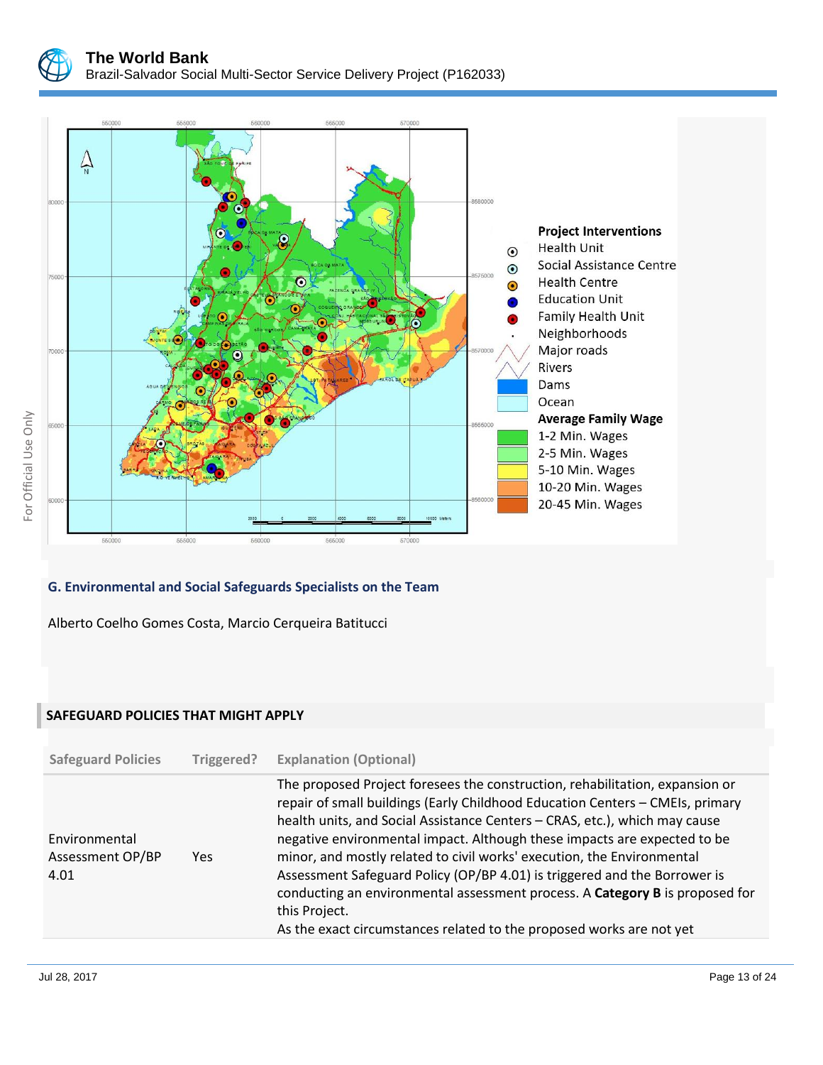**Project Interventions**

- Health Unit
- Social Assistance Centre
- Health Centre
- Education Unit
- Family Health Unit
- Neighborhoods
- Major roads
- Rivers
- Dams
- Ocean

**Average Family Wage**

- 1-2 Min. Wages
- 2-5 Min. Wages
- 5-10 Min. Wages
- 10-20 Min. Wages
- 20-45 Min. Wages

## G. Environmental and Social Safeguards Specialists on the Team

Alberto Coelho Gomes Costa, Marcio Cerqueira Batitucci

## SAFEGUARD POLICIES THAT MIGHT APPLY

| Safeguard Policies | Triggered? | Explanation (Optional) |
| --- | --- | --- |
| Environmental Assessment OP/BP 4.01 | Yes | The proposed Project foresees the construction, rehabilitation, expansion or repair of small buildings (Early Childhood Education Centers – CMEIs, primary health units, and Social Assistance Centers – CRAS, etc.), which may cause negative environmental impact. Although these impacts are expected to be minor, and mostly related to civil works' execution, the Environmental Assessment Safeguard Policy (OP/BP 4.01) is triggered and the Borrower is conducting an environmental assessment process. A **Category B** is proposed for this Project. As the exact circumstances related to the proposed works are not yet |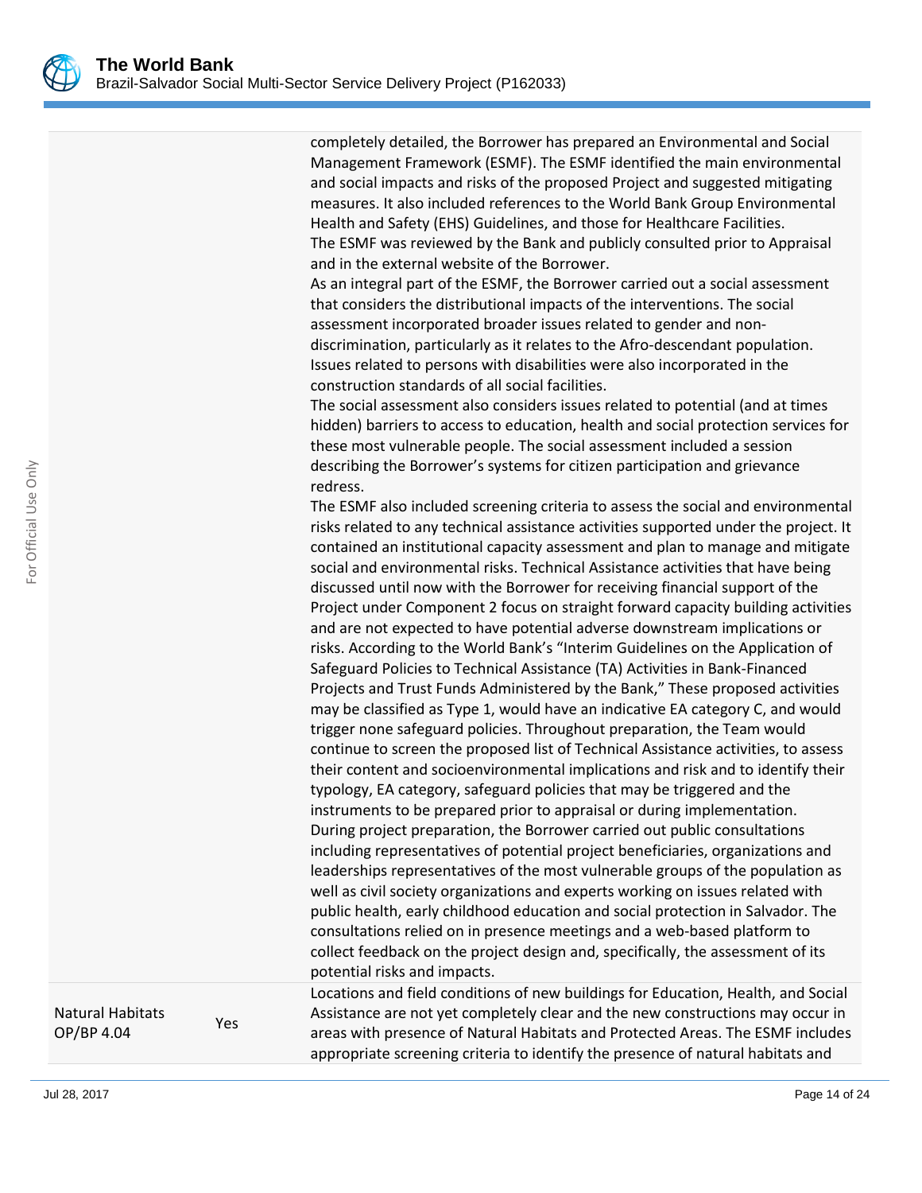| | | |
|---|---|---|
| | | completely detailed, the Borrower has prepared an Environmental and Social Management Framework (ESMF). The ESMF identified the main environmental and social impacts and risks of the proposed Project and suggested mitigating measures. It also included references to the World Bank Group Environmental Health and Safety (EHS) Guidelines, and those for Healthcare Facilities.<br>The ESMF was reviewed by the Bank and publicly consulted prior to Appraisal and in the external website of the Borrower.<br>As an integral part of the ESMF, the Borrower carried out a social assessment that considers the distributional impacts of the interventions. The social assessment incorporated broader issues related to gender and non-discrimination, particularly as it relates to the Afro-descendant population. Issues related to persons with disabilities were also incorporated in the construction standards of all social facilities.<br>The social assessment also considers issues related to potential (and at times hidden) barriers to access to education, health and social protection services for these most vulnerable people. The social assessment included a session describing the Borrower's systems for citizen participation and grievance redress.<br>The ESMF also included screening criteria to assess the social and environmental risks related to any technical assistance activities supported under the project. It contained an institutional capacity assessment and plan to manage and mitigate social and environmental risks. Technical Assistance activities that have being discussed until now with the Borrower for receiving financial support of the Project under Component 2 focus on straight forward capacity building activities and are not expected to have potential adverse downstream implications or risks. According to the World Bank's "Interim Guidelines on the Application of Safeguard Policies to Technical Assistance (TA) Activities in Bank-Financed Projects and Trust Funds Administered by the Bank," These proposed activities may be classified as Type 1, would have an indicative EA category C, and would trigger none safeguard policies. Throughout preparation, the Team would continue to screen the proposed list of Technical Assistance activities, to assess their content and socioenvironmental implications and risk and to identify their typology, EA category, safeguard policies that may be triggered and the instruments to be prepared prior to appraisal or during implementation.<br>During project preparation, the Borrower carried out public consultations including representatives of potential project beneficiaries, organizations and leaderships representatives of the most vulnerable groups of the population as well as civil society organizations and experts working on issues related with public health, early childhood education and social protection in Salvador. The consultations relied on in presence meetings and a web-based platform to collect feedback on the project design and, specifically, the assessment of its potential risks and impacts. |
| Natural Habitats OP/BP 4.04 | Yes | Locations and field conditions of new buildings for Education, Health, and Social Assistance are not yet completely clear and the new constructions may occur in areas with presence of Natural Habitats and Protected Areas. The ESMF includes appropriate screening criteria to identify the presence of natural habitats and |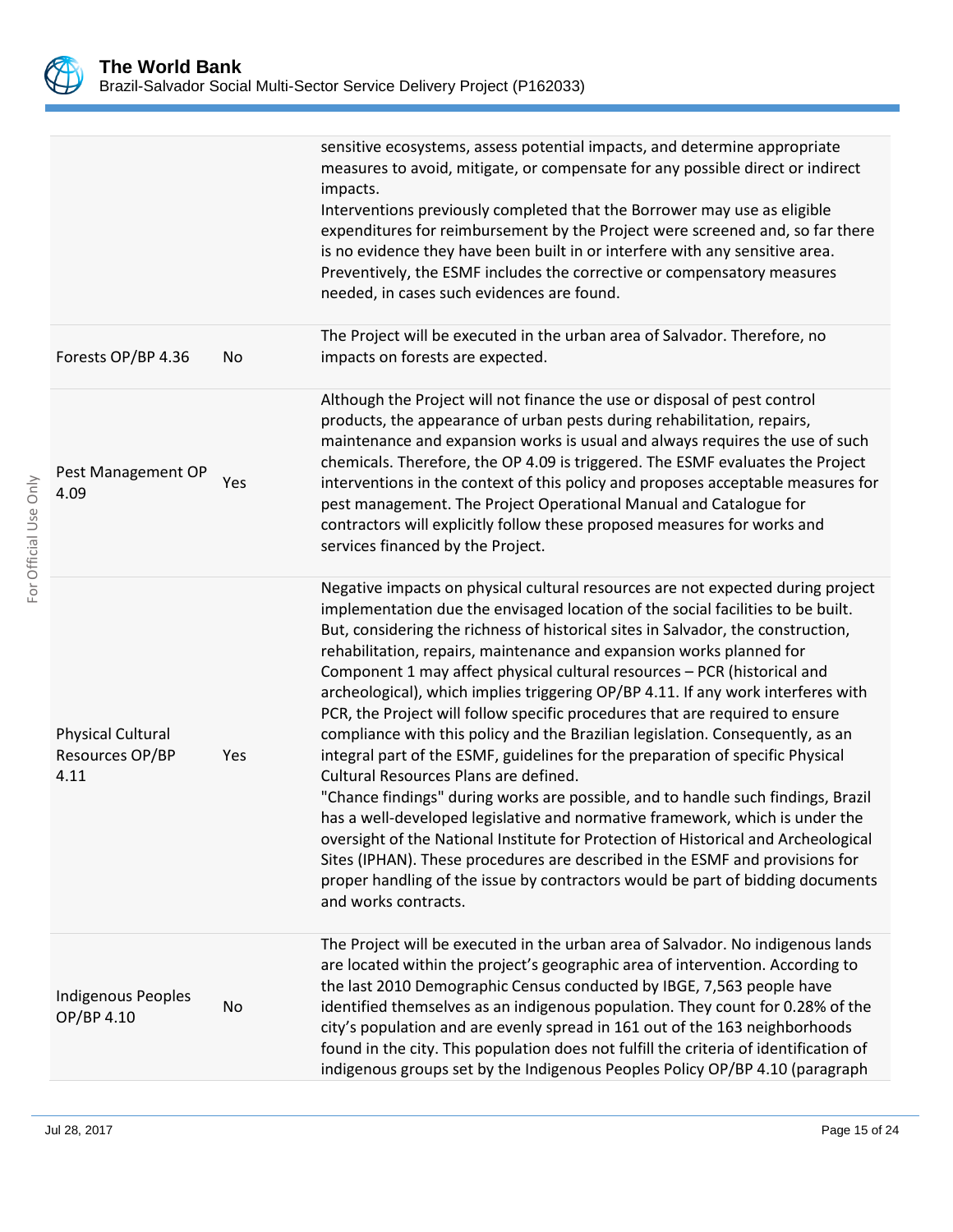| | | |
|---|---|---|
| | | sensitive ecosystems, assess potential impacts, and determine appropriate measures to avoid, mitigate, or compensate for any possible direct or indirect impacts.<br>Interventions previously completed that the Borrower may use as eligible expenditures for reimbursement by the Project were screened and, so far there is no evidence they have been built in or interfere with any sensitive area. Preventively, the ESMF includes the corrective or compensatory measures needed, in cases such evidences are found. |
| Forests OP/BP 4.36 | No | The Project will be executed in the urban area of Salvador. Therefore, no impacts on forests are expected. |
| Pest Management OP 4.09 | Yes | Although the Project will not finance the use or disposal of pest control products, the appearance of urban pests during rehabilitation, repairs, maintenance and expansion works is usual and always requires the use of such chemicals. Therefore, the OP 4.09 is triggered. The ESMF evaluates the Project interventions in the context of this policy and proposes acceptable measures for pest management. The Project Operational Manual and Catalogue for contractors will explicitly follow these proposed measures for works and services financed by the Project. |
| Physical Cultural Resources OP/BP 4.11 | Yes | Negative impacts on physical cultural resources are not expected during project implementation due the envisaged location of the social facilities to be built. But, considering the richness of historical sites in Salvador, the construction, rehabilitation, repairs, maintenance and expansion works planned for Component 1 may affect physical cultural resources – PCR (historical and archeological), which implies triggering OP/BP 4.11. If any work interferes with PCR, the Project will follow specific procedures that are required to ensure compliance with this policy and the Brazilian legislation. Consequently, as an integral part of the ESMF, guidelines for the preparation of specific Physical Cultural Resources Plans are defined.<br>"Chance findings" during works are possible, and to handle such findings, Brazil has a well-developed legislative and normative framework, which is under the oversight of the National Institute for Protection of Historical and Archeological Sites (IPHAN). These procedures are described in the ESMF and provisions for proper handling of the issue by contractors would be part of bidding documents and works contracts. |
| Indigenous Peoples OP/BP 4.10 | No | The Project will be executed in the urban area of Salvador. No indigenous lands are located within the project's geographic area of intervention. According to the last 2010 Demographic Census conducted by IBGE, 7,563 people have identified themselves as an indigenous population. They count for 0.28% of the city's population and are evenly spread in 161 out of the 163 neighborhoods found in the city. This population does not fulfill the criteria of identification of indigenous groups set by the Indigenous Peoples Policy OP/BP 4.10 (paragraph |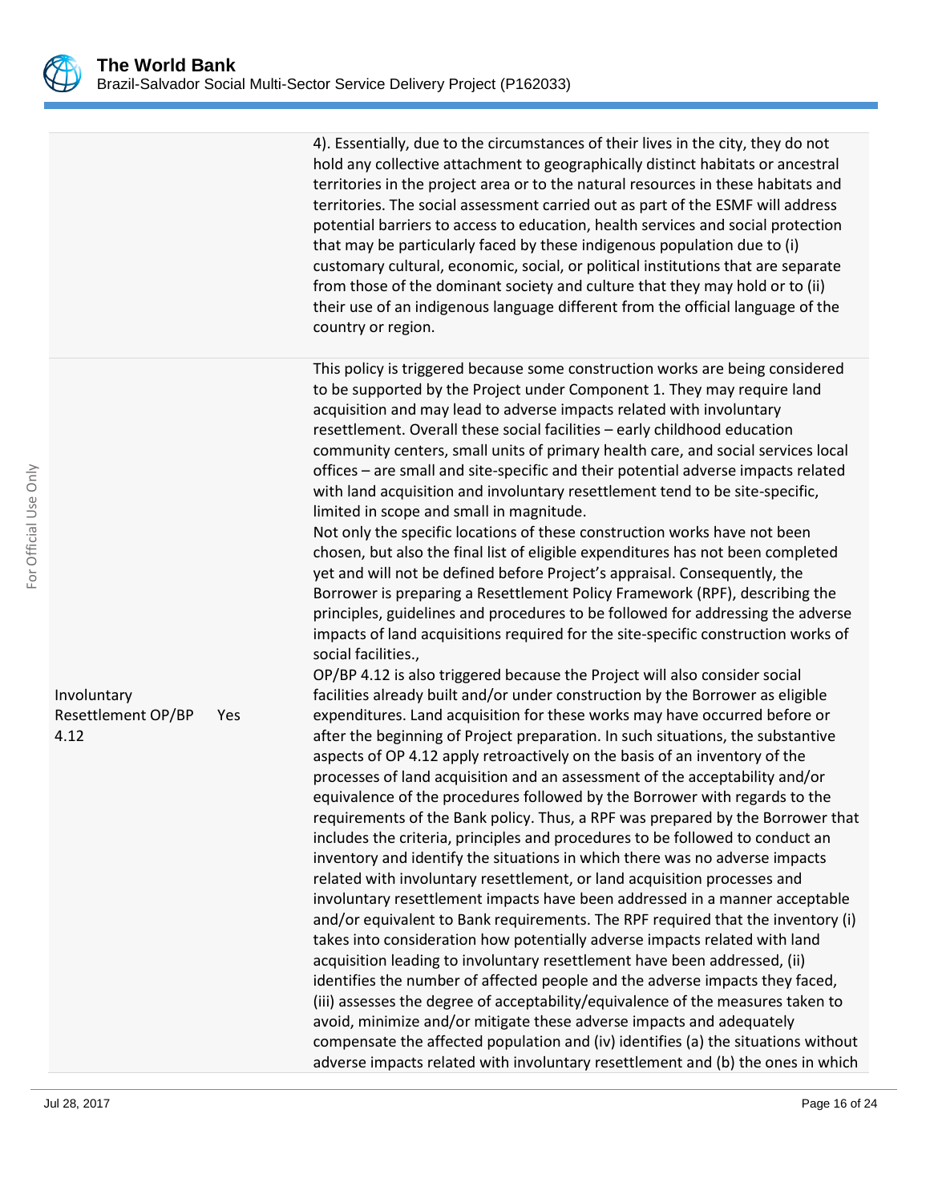| | | |
|---|---|---|
| | | 4). Essentially, due to the circumstances of their lives in the city, they do not hold any collective attachment to geographically distinct habitats or ancestral territories in the project area or to the natural resources in these habitats and territories. The social assessment carried out as part of the ESMF will address potential barriers to access to education, health services and social protection that may be particularly faced by these indigenous population due to (i) customary cultural, economic, social, or political institutions that are separate from those of the dominant society and culture that they may hold or to (ii) their use of an indigenous language different from the official language of the country or region. |
| Involuntary Resettlement OP/BP 4.12 | Yes | This policy is triggered because some construction works are being considered to be supported by the Project under Component 1. They may require land acquisition and may lead to adverse impacts related with involuntary resettlement. Overall these social facilities – early childhood education community centers, small units of primary health care, and social services local offices – are small and site-specific and their potential adverse impacts related with land acquisition and involuntary resettlement tend to be site-specific, limited in scope and small in magnitude.<br>Not only the specific locations of these construction works have not been chosen, but also the final list of eligible expenditures has not been completed yet and will not be defined before Project's appraisal. Consequently, the Borrower is preparing a Resettlement Policy Framework (RPF), describing the principles, guidelines and procedures to be followed for addressing the adverse impacts of land acquisitions required for the site-specific construction works of social facilities.,<br>OP/BP 4.12 is also triggered because the Project will also consider social facilities already built and/or under construction by the Borrower as eligible expenditures. Land acquisition for these works may have occurred before or after the beginning of Project preparation. In such situations, the substantive aspects of OP 4.12 apply retroactively on the basis of an inventory of the processes of land acquisition and an assessment of the acceptability and/or equivalence of the procedures followed by the Borrower with regards to the requirements of the Bank policy. Thus, a RPF was prepared by the Borrower that includes the criteria, principles and procedures to be followed to conduct an inventory and identify the situations in which there was no adverse impacts related with involuntary resettlement, or land acquisition processes and involuntary resettlement impacts have been addressed in a manner acceptable and/or equivalent to Bank requirements. The RPF required that the inventory (i) takes into consideration how potentially adverse impacts related with land acquisition leading to involuntary resettlement have been addressed, (ii) identifies the number of affected people and the adverse impacts they faced, (iii) assesses the degree of acceptability/equivalence of the measures taken to avoid, minimize and/or mitigate these adverse impacts and adequately compensate the affected population and (iv) identifies (a) the situations without adverse impacts related with involuntary resettlement and (b) the ones in which |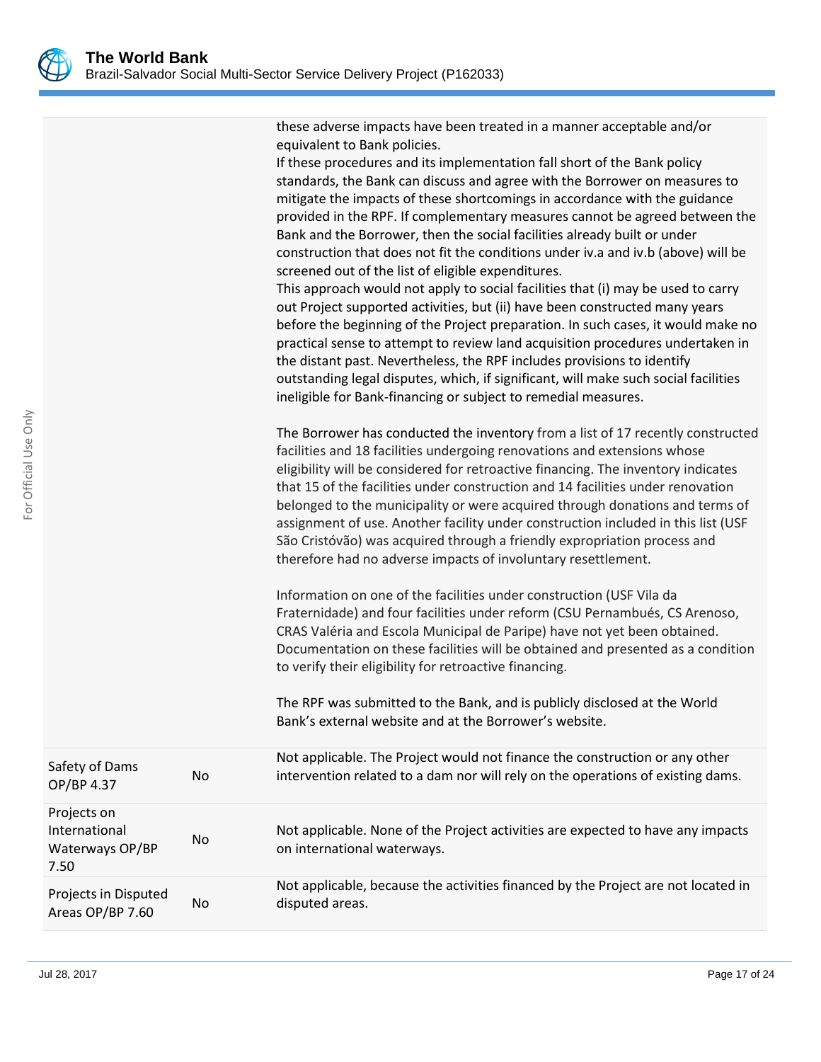| | | |
|---|---|---|
| | | these adverse impacts have been treated in a manner acceptable and/or equivalent to Bank policies.<br>If these procedures and its implementation fall short of the Bank policy standards, the Bank can discuss and agree with the Borrower on measures to mitigate the impacts of these shortcomings in accordance with the guidance provided in the RPF. If complementary measures cannot be agreed between the Bank and the Borrower, then the social facilities already built or under construction that does not fit the conditions under iv.a and iv.b (above) will be screened out of the list of eligible expenditures.<br>This approach would not apply to social facilities that (i) may be used to carry out Project supported activities, but (ii) have been constructed many years before the beginning of the Project preparation. In such cases, it would make no practical sense to attempt to review land acquisition procedures undertaken in the distant past. Nevertheless, the RPF includes provisions to identify outstanding legal disputes, which, if significant, will make such social facilities ineligible for Bank-financing or subject to remedial measures.<br><br>The Borrower has conducted the inventory from a list of 17 recently constructed facilities and 18 facilities undergoing renovations and extensions whose eligibility will be considered for retroactive financing. The inventory indicates that 15 of the facilities under construction and 14 facilities under renovation belonged to the municipality or were acquired through donations and terms of assignment of use. Another facility under construction included in this list (USF São Cristóvão) was acquired through a friendly expropriation process and therefore had no adverse impacts of involuntary resettlement.<br><br>Information on one of the facilities under construction (USF Vila da Fraternidade) and four facilities under reform (CSU Pernambués, CS Arenoso, CRAS Valéria and Escola Municipal de Paripe) have not yet been obtained. Documentation on these facilities will be obtained and presented as a condition to verify their eligibility for retroactive financing.<br><br>The RPF was submitted to the Bank, and is publicly disclosed at the World Bank's external website and at the Borrower's website. |
| Safety of Dams OP/BP 4.37 | No | Not applicable. The Project would not finance the construction or any other intervention related to a dam nor will rely on the operations of existing dams. |
| Projects on International Waterways OP/BP 7.50 | No | Not applicable. None of the Project activities are expected to have any impacts on international waterways. |
| Projects in Disputed Areas OP/BP 7.60 | No | Not applicable, because the activities financed by the Project are not located in disputed areas. |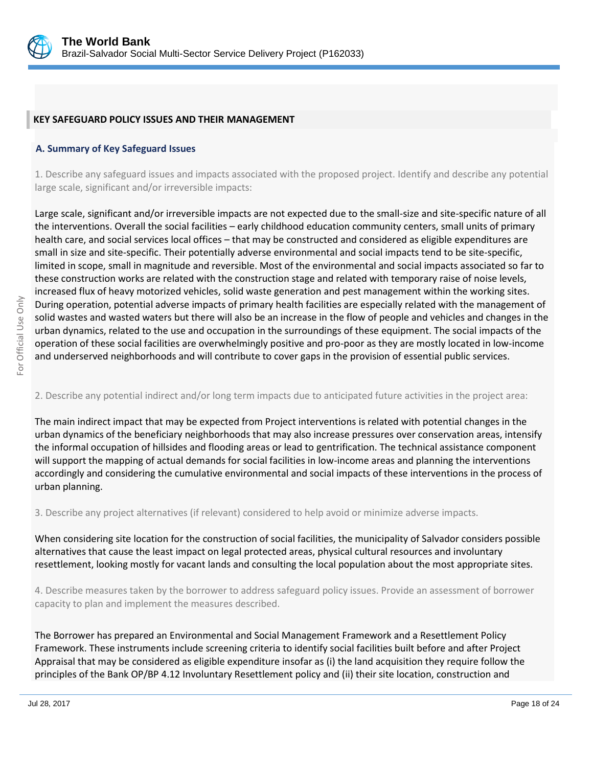## KEY SAFEGUARD POLICY ISSUES AND THEIR MANAGEMENT

### A. Summary of Key Safeguard Issues

1. Describe any safeguard issues and impacts associated with the proposed project. Identify and describe any potential large scale, significant and/or irreversible impacts:

Large scale, significant and/or irreversible impacts are not expected due to the small-size and site-specific nature of all the interventions. Overall the social facilities – early childhood education community centers, small units of primary health care, and social services local offices – that may be constructed and considered as eligible expenditures are small in size and site-specific. Their potentially adverse environmental and social impacts tend to be site-specific, limited in scope, small in magnitude and reversible. Most of the environmental and social impacts associated so far to these construction works are related with the construction stage and related with temporary raise of noise levels, increased flux of heavy motorized vehicles, solid waste generation and pest management within the working sites. During operation, potential adverse impacts of primary health facilities are especially related with the management of solid wastes and wasted waters but there will also be an increase in the flow of people and vehicles and changes in the urban dynamics, related to the use and occupation in the surroundings of these equipment. The social impacts of the operation of these social facilities are overwhelmingly positive and pro-poor as they are mostly located in low-income and underserved neighborhoods and will contribute to cover gaps in the provision of essential public services.

2. Describe any potential indirect and/or long term impacts due to anticipated future activities in the project area:

The main indirect impact that may be expected from Project interventions is related with potential changes in the urban dynamics of the beneficiary neighborhoods that may also increase pressures over conservation areas, intensify the informal occupation of hillsides and flooding areas or lead to gentrification. The technical assistance component will support the mapping of actual demands for social facilities in low-income areas and planning the interventions accordingly and considering the cumulative environmental and social impacts of these interventions in the process of urban planning.

3. Describe any project alternatives (if relevant) considered to help avoid or minimize adverse impacts.

When considering site location for the construction of social facilities, the municipality of Salvador considers possible alternatives that cause the least impact on legal protected areas, physical cultural resources and involuntary resettlement, looking mostly for vacant lands and consulting the local population about the most appropriate sites.

4. Describe measures taken by the borrower to address safeguard policy issues. Provide an assessment of borrower capacity to plan and implement the measures described.

The Borrower has prepared an Environmental and Social Management Framework and a Resettlement Policy Framework. These instruments include screening criteria to identify social facilities built before and after Project Appraisal that may be considered as eligible expenditure insofar as (i) the land acquisition they require follow the principles of the Bank OP/BP 4.12 Involuntary Resettlement policy and (ii) their site location, construction and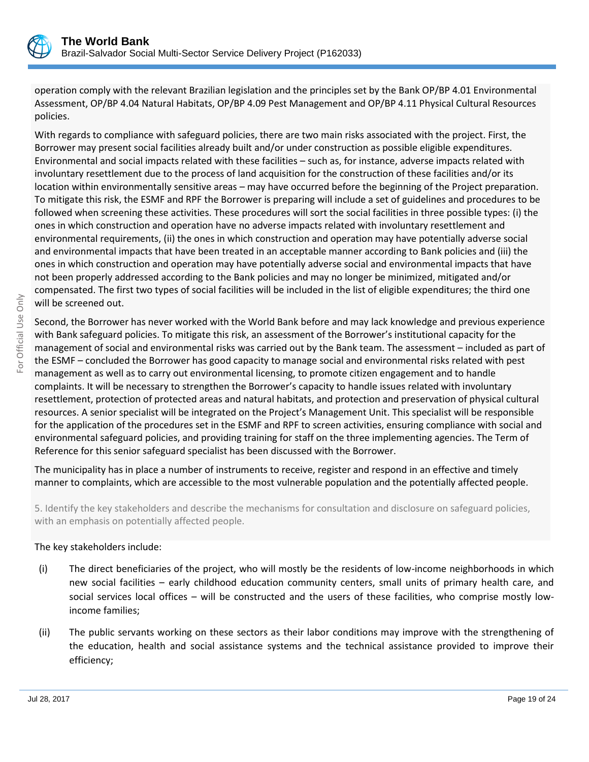operation comply with the relevant Brazilian legislation and the principles set by the Bank OP/BP 4.01 Environmental Assessment, OP/BP 4.04 Natural Habitats, OP/BP 4.09 Pest Management and OP/BP 4.11 Physical Cultural Resources policies.

With regards to compliance with safeguard policies, there are two main risks associated with the project. First, the Borrower may present social facilities already built and/or under construction as possible eligible expenditures. Environmental and social impacts related with these facilities – such as, for instance, adverse impacts related with involuntary resettlement due to the process of land acquisition for the construction of these facilities and/or its location within environmentally sensitive areas – may have occurred before the beginning of the Project preparation. To mitigate this risk, the ESMF and RPF the Borrower is preparing will include a set of guidelines and procedures to be followed when screening these activities. These procedures will sort the social facilities in three possible types: (i) the ones in which construction and operation have no adverse impacts related with involuntary resettlement and environmental requirements, (ii) the ones in which construction and operation may have potentially adverse social and environmental impacts that have been treated in an acceptable manner according to Bank policies and (iii) the ones in which construction and operation may have potentially adverse social and environmental impacts that have not been properly addressed according to the Bank policies and may no longer be minimized, mitigated and/or compensated. The first two types of social facilities will be included in the list of eligible expenditures; the third one will be screened out.

Second, the Borrower has never worked with the World Bank before and may lack knowledge and previous experience with Bank safeguard policies. To mitigate this risk, an assessment of the Borrower's institutional capacity for the management of social and environmental risks was carried out by the Bank team. The assessment – included as part of the ESMF – concluded the Borrower has good capacity to manage social and environmental risks related with pest management as well as to carry out environmental licensing, to promote citizen engagement and to handle complaints. It will be necessary to strengthen the Borrower's capacity to handle issues related with involuntary resettlement, protection of protected areas and natural habitats, and protection and preservation of physical cultural resources. A senior specialist will be integrated on the Project's Management Unit. This specialist will be responsible for the application of the procedures set in the ESMF and RPF to screen activities, ensuring compliance with social and environmental safeguard policies, and providing training for staff on the three implementing agencies. The Term of Reference for this senior safeguard specialist has been discussed with the Borrower.

The municipality has in place a number of instruments to receive, register and respond in an effective and timely manner to complaints, which are accessible to the most vulnerable population and the potentially affected people.

5. Identify the key stakeholders and describe the mechanisms for consultation and disclosure on safeguard policies, with an emphasis on potentially affected people.

The key stakeholders include:

(i) The direct beneficiaries of the project, who will mostly be the residents of low-income neighborhoods in which new social facilities – early childhood education community centers, small units of primary health care, and social services local offices – will be constructed and the users of these facilities, who comprise mostly low-income families;

(ii) The public servants working on these sectors as their labor conditions may improve with the strengthening of the education, health and social assistance systems and the technical assistance provided to improve their efficiency;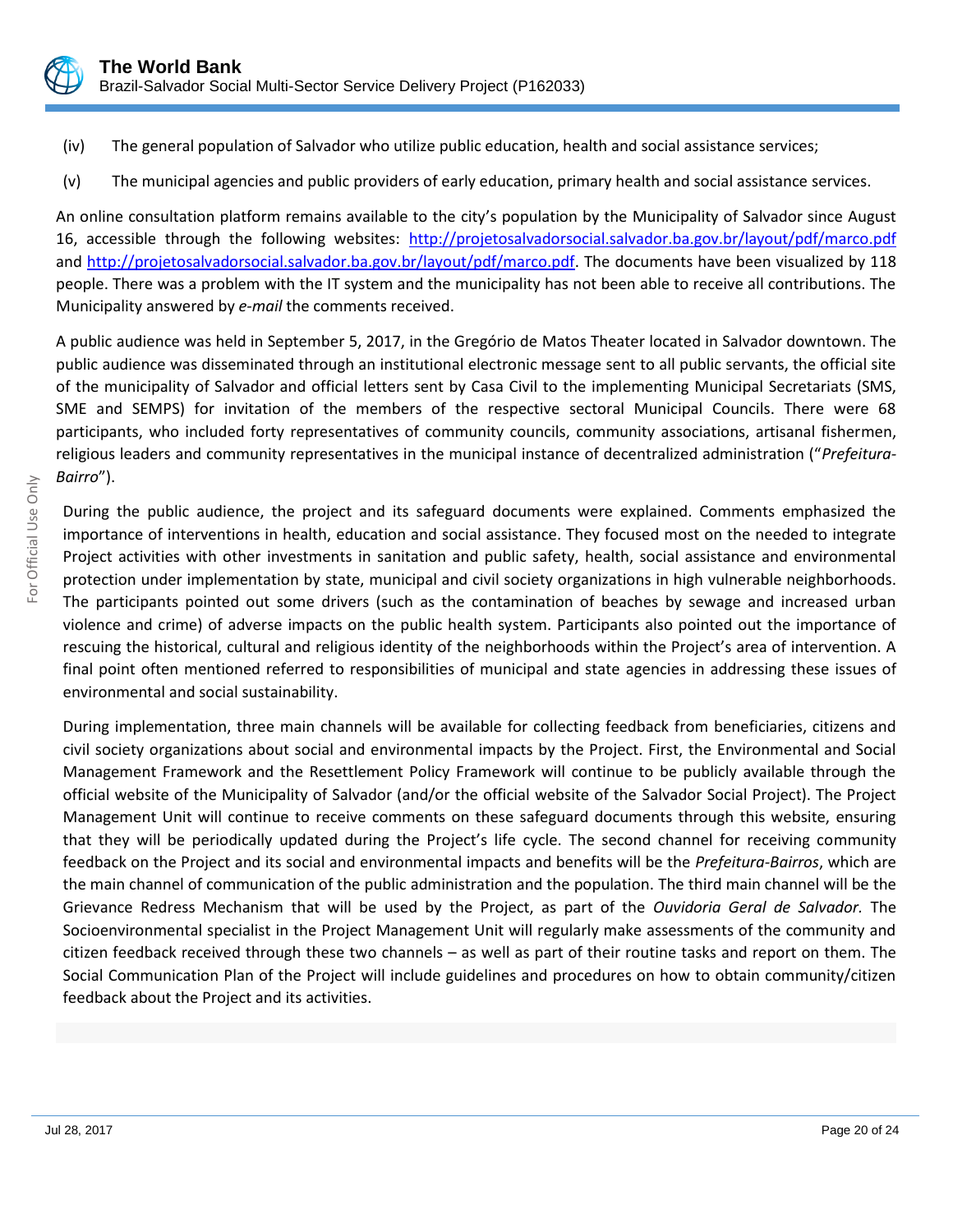(iv) The general population of Salvador who utilize public education, health and social assistance services;

(v) The municipal agencies and public providers of early education, primary health and social assistance services.

An online consultation platform remains available to the city's population by the Municipality of Salvador since August 16, accessible through the following websites: http://projetosalvadorsocial.salvador.ba.gov.br/layout/pdf/marco.pdf and http://projetosalvadorsocial.salvador.ba.gov.br/layout/pdf/marco.pdf. The documents have been visualized by 118 people. There was a problem with the IT system and the municipality has not been able to receive all contributions. The Municipality answered by *e-mail* the comments received.

A public audience was held in September 5, 2017, in the Gregório de Matos Theater located in Salvador downtown. The public audience was disseminated through an institutional electronic message sent to all public servants, the official site of the municipality of Salvador and official letters sent by Casa Civil to the implementing Municipal Secretariats (SMS, SME and SEMPS) for invitation of the members of the respective sectoral Municipal Councils. There were 68 participants, who included forty representatives of community councils, community associations, artisanal fishermen, religious leaders and community representatives in the municipal instance of decentralized administration ("*Prefeitura-Bairro*").

During the public audience, the project and its safeguard documents were explained. Comments emphasized the importance of interventions in health, education and social assistance. They focused most on the needed to integrate Project activities with other investments in sanitation and public safety, health, social assistance and environmental protection under implementation by state, municipal and civil society organizations in high vulnerable neighborhoods. The participants pointed out some drivers (such as the contamination of beaches by sewage and increased urban violence and crime) of adverse impacts on the public health system. Participants also pointed out the importance of rescuing the historical, cultural and religious identity of the neighborhoods within the Project's area of intervention. A final point often mentioned referred to responsibilities of municipal and state agencies in addressing these issues of environmental and social sustainability.

During implementation, three main channels will be available for collecting feedback from beneficiaries, citizens and civil society organizations about social and environmental impacts by the Project. First, the Environmental and Social Management Framework and the Resettlement Policy Framework will continue to be publicly available through the official website of the Municipality of Salvador (and/or the official website of the Salvador Social Project). The Project Management Unit will continue to receive comments on these safeguard documents through this website, ensuring that they will be periodically updated during the Project's life cycle. The second channel for receiving community feedback on the Project and its social and environmental impacts and benefits will be the *Prefeitura-Bairros*, which are the main channel of communication of the public administration and the population. The third main channel will be the Grievance Redress Mechanism that will be used by the Project, as part of the *Ouvidoria Geral de Salvador.* The Socioenvironmental specialist in the Project Management Unit will regularly make assessments of the community and citizen feedback received through these two channels – as well as part of their routine tasks and report on them. The Social Communication Plan of the Project will include guidelines and procedures on how to obtain community/citizen feedback about the Project and its activities.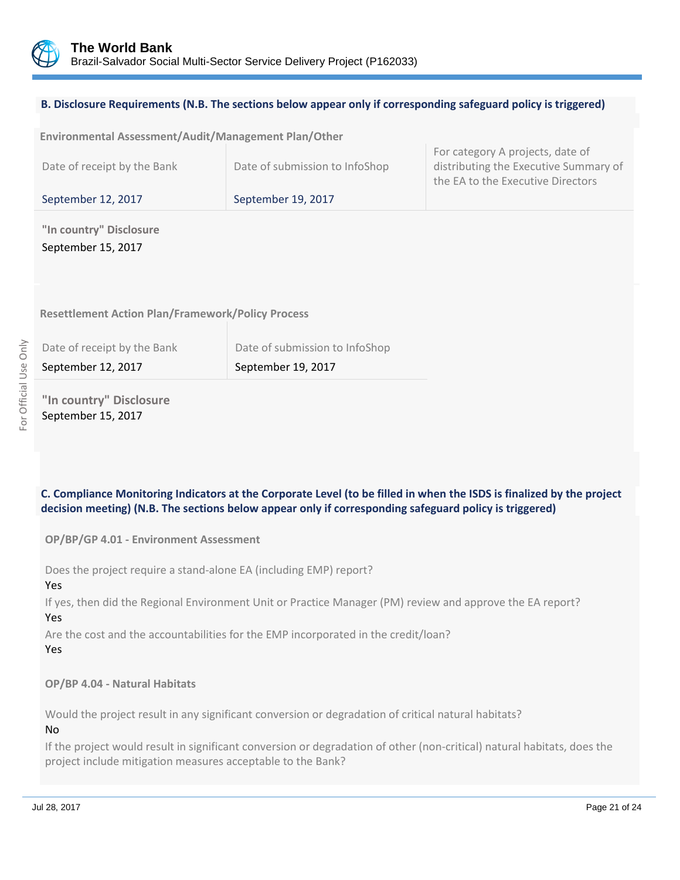### B. Disclosure Requirements (N.B. The sections below appear only if corresponding safeguard policy is triggered)

**Environmental Assessment/Audit/Management Plan/Other**

| Date of receipt by the Bank | Date of submission to InfoShop | For category A projects, date of distributing the Executive Summary of the EA to the Executive Directors |
|---|---|---|
| September 12, 2017 | September 19, 2017 | |

**"In country" Disclosure**

September 15, 2017

**Resettlement Action Plan/Framework/Policy Process**

| Date of receipt by the Bank | Date of submission to InfoShop |
|---|---|
| September 12, 2017 | September 19, 2017 |

**"In country" Disclosure**

September 15, 2017

### C. Compliance Monitoring Indicators at the Corporate Level (to be filled in when the ISDS is finalized by the project decision meeting) (N.B. The sections below appear only if corresponding safeguard policy is triggered)

**OP/BP/GP 4.01 - Environment Assessment**

Does the project require a stand-alone EA (including EMP) report?

Yes

If yes, then did the Regional Environment Unit or Practice Manager (PM) review and approve the EA report?

Yes

Are the cost and the accountabilities for the EMP incorporated in the credit/loan?

Yes

**OP/BP 4.04 - Natural Habitats**

Would the project result in any significant conversion or degradation of critical natural habitats?

No

If the project would result in significant conversion or degradation of other (non-critical) natural habitats, does the project include mitigation measures acceptable to the Bank?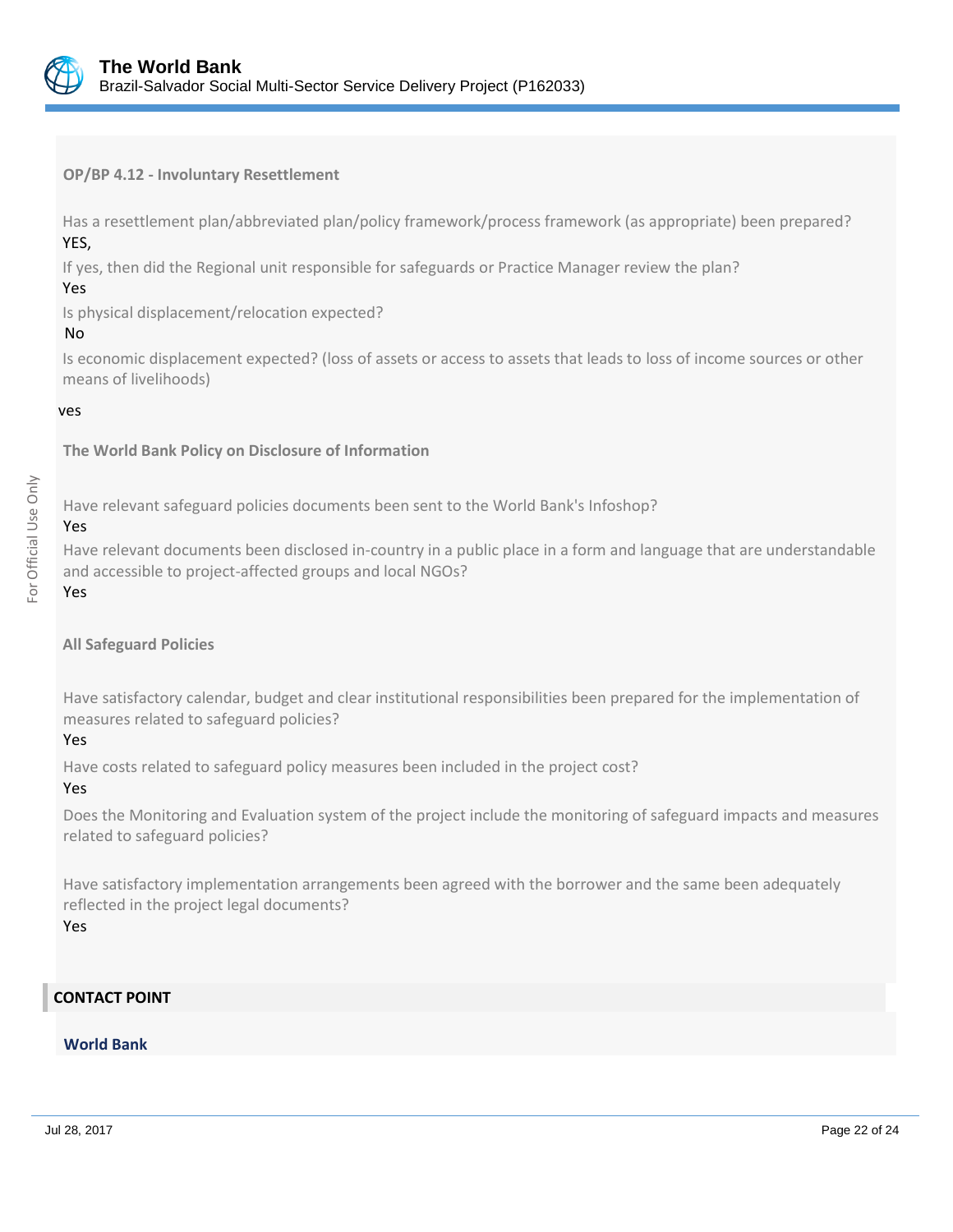**OP/BP 4.12 - Involuntary Resettlement**

Has a resettlement plan/abbreviated plan/policy framework/process framework (as appropriate) been prepared?
YES,

If yes, then did the Regional unit responsible for safeguards or Practice Manager review the plan?
Yes

Is physical displacement/relocation expected?
No

Is economic displacement expected? (loss of assets or access to assets that leads to loss of income sources or other means of livelihoods)

ves

**The World Bank Policy on Disclosure of Information**

Have relevant safeguard policies documents been sent to the World Bank's Infoshop?
Yes

Have relevant documents been disclosed in-country in a public place in a form and language that are understandable and accessible to project-affected groups and local NGOs?
Yes

**All Safeguard Policies**

Have satisfactory calendar, budget and clear institutional responsibilities been prepared for the implementation of measures related to safeguard policies?
Yes

Have costs related to safeguard policy measures been included in the project cost?
Yes

Does the Monitoring and Evaluation system of the project include the monitoring of safeguard impacts and measures related to safeguard policies?

Have satisfactory implementation arrangements been agreed with the borrower and the same been adequately reflected in the project legal documents?
Yes

## CONTACT POINT

### World Bank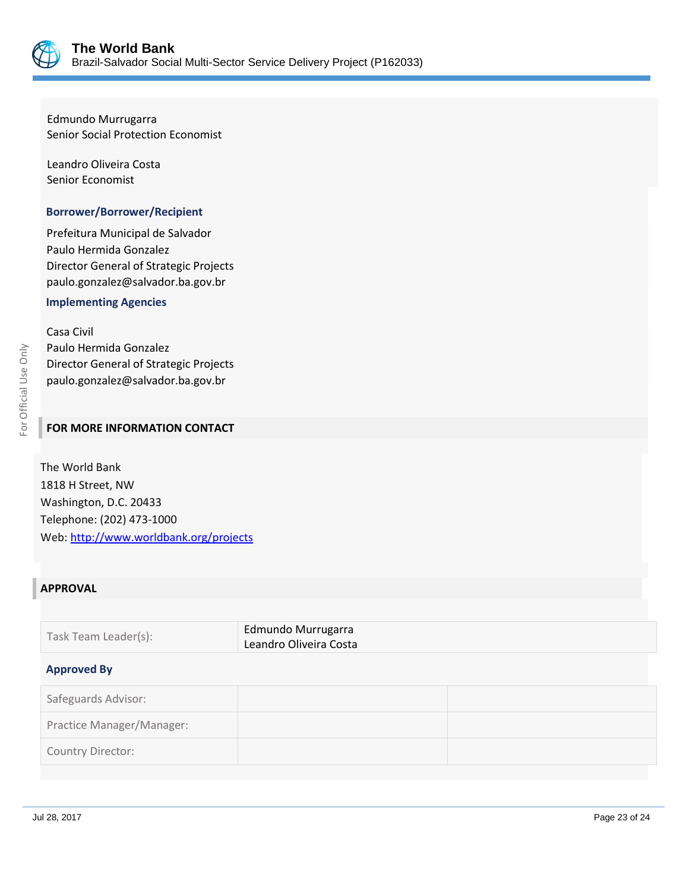Edmundo Murrugarra
Senior Social Protection Economist

Leandro Oliveira Costa
Senior Economist

### Borrower/Borrower/Recipient

Prefeitura Municipal de Salvador
Paulo Hermida Gonzalez
Director General of Strategic Projects
paulo.gonzalez@salvador.ba.gov.br

### Implementing Agencies

Casa Civil
Paulo Hermida Gonzalez
Director General of Strategic Projects
paulo.gonzalez@salvador.ba.gov.br

## FOR MORE INFORMATION CONTACT

The World Bank
1818 H Street, NW
Washington, D.C. 20433
Telephone: (202) 473-1000
Web: http://www.worldbank.org/projects

## APPROVAL

| | |
|---|---|
| Task Team Leader(s): | Edmundo Murrugarra<br>Leandro Oliveira Costa |

### Approved By

| | | |
|---|---|---|
| Safeguards Advisor: | | |
| Practice Manager/Manager: | | |
| Country Director: | | |